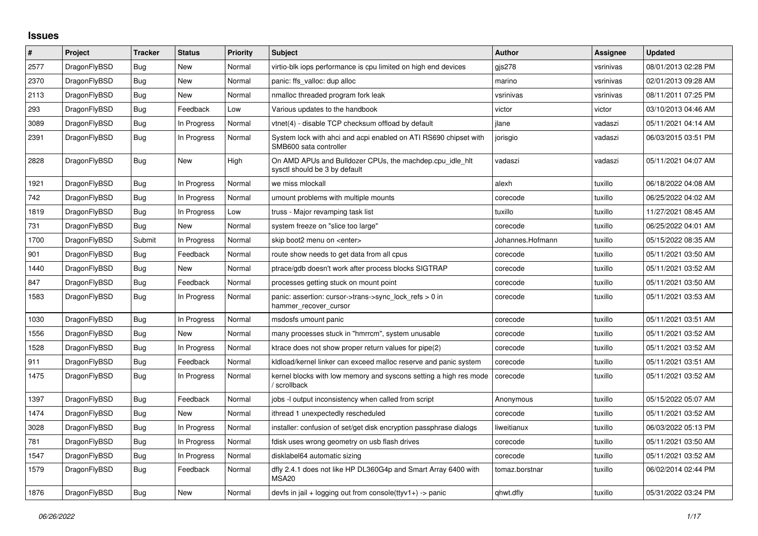## Issues

| # | Project | Tracker | Status | Priority | Subject | Author | Assignee | Updated |
|---|---|---|---|---|---|---|---|---|
| 2577 | DragonFlyBSD | Bug | New | Normal | virtio-blk iops performance is cpu limited on high end devices | gjs278 | vsrinivas | 08/01/2013 02:28 PM |
| 2370 | DragonFlyBSD | Bug | New | Normal | panic: ffs_valloc: dup alloc | marino | vsrinivas | 02/01/2013 09:28 AM |
| 2113 | DragonFlyBSD | Bug | New | Normal | nmalloc threaded program fork leak | vsrinivas | vsrinivas | 08/11/2011 07:25 PM |
| 293 | DragonFlyBSD | Bug | Feedback | Low | Various updates to the handbook | victor | victor | 03/10/2013 04:46 AM |
| 3089 | DragonFlyBSD | Bug | In Progress | Normal | vtnet(4) - disable TCP checksum offload by default | jlane | vadaszi | 05/11/2021 04:14 AM |
| 2391 | DragonFlyBSD | Bug | In Progress | Normal | System lock with ahci and acpi enabled on ATI RS690 chipset with SMB600 sata controller | jorisgio | vadaszi | 06/03/2015 03:51 PM |
| 2828 | DragonFlyBSD | Bug | New | High | On AMD APUs and Bulldozer CPUs, the machdep.cpu_idle_hlt sysctl should be 3 by default | vadaszi | vadaszi | 05/11/2021 04:07 AM |
| 1921 | DragonFlyBSD | Bug | In Progress | Normal | we miss mlockall | alexh | tuxillo | 06/18/2022 04:08 AM |
| 742 | DragonFlyBSD | Bug | In Progress | Normal | umount problems with multiple mounts | corecode | tuxillo | 06/25/2022 04:02 AM |
| 1819 | DragonFlyBSD | Bug | In Progress | Low | truss - Major revamping task list | tuxillo | tuxillo | 11/27/2021 08:45 AM |
| 731 | DragonFlyBSD | Bug | New | Normal | system freeze on "slice too large" | corecode | tuxillo | 06/25/2022 04:01 AM |
| 1700 | DragonFlyBSD | Submit | In Progress | Normal | skip boot2 menu on <enter> | Johannes.Hofmann | tuxillo | 05/15/2022 08:35 AM |
| 901 | DragonFlyBSD | Bug | Feedback | Normal | route show needs to get data from all cpus | corecode | tuxillo | 05/11/2021 03:50 AM |
| 1440 | DragonFlyBSD | Bug | New | Normal | ptrace/gdb doesn't work after process blocks SIGTRAP | corecode | tuxillo | 05/11/2021 03:52 AM |
| 847 | DragonFlyBSD | Bug | Feedback | Normal | processes getting stuck on mount point | corecode | tuxillo | 05/11/2021 03:50 AM |
| 1583 | DragonFlyBSD | Bug | In Progress | Normal | panic: assertion: cursor->trans->sync_lock_refs > 0 in hammer_recover_cursor | corecode | tuxillo | 05/11/2021 03:53 AM |
| 1030 | DragonFlyBSD | Bug | In Progress | Normal | msdosfs umount panic | corecode | tuxillo | 05/11/2021 03:51 AM |
| 1556 | DragonFlyBSD | Bug | New | Normal | many processes stuck in "hmrrcm", system unusable | corecode | tuxillo | 05/11/2021 03:52 AM |
| 1528 | DragonFlyBSD | Bug | In Progress | Normal | ktrace does not show proper return values for pipe(2) | corecode | tuxillo | 05/11/2021 03:52 AM |
| 911 | DragonFlyBSD | Bug | Feedback | Normal | kldload/kernel linker can exceed malloc reserve and panic system | corecode | tuxillo | 05/11/2021 03:51 AM |
| 1475 | DragonFlyBSD | Bug | In Progress | Normal | kernel blocks with low memory and syscons setting a high res mode / scrollback | corecode | tuxillo | 05/11/2021 03:52 AM |
| 1397 | DragonFlyBSD | Bug | Feedback | Normal | jobs -l output inconsistency when called from script | Anonymous | tuxillo | 05/15/2022 05:07 AM |
| 1474 | DragonFlyBSD | Bug | New | Normal | ithread 1 unexpectedly rescheduled | corecode | tuxillo | 05/11/2021 03:52 AM |
| 3028 | DragonFlyBSD | Bug | In Progress | Normal | installer: confusion of set/get disk encryption passphrase dialogs | liweitianux | tuxillo | 06/03/2022 05:13 PM |
| 781 | DragonFlyBSD | Bug | In Progress | Normal | fdisk uses wrong geometry on usb flash drives | corecode | tuxillo | 05/11/2021 03:50 AM |
| 1547 | DragonFlyBSD | Bug | In Progress | Normal | disklabel64 automatic sizing | corecode | tuxillo | 05/11/2021 03:52 AM |
| 1579 | DragonFlyBSD | Bug | Feedback | Normal | dfly 2.4.1 does not like HP DL360G4p and Smart Array 6400 with MSA20 | tomaz.borstnar | tuxillo | 06/02/2014 02:44 PM |
| 1876 | DragonFlyBSD | Bug | New | Normal | devfs in jail + logging out from console(ttyv1+) -> panic | qhwt.dfly | tuxillo | 05/31/2022 03:24 PM |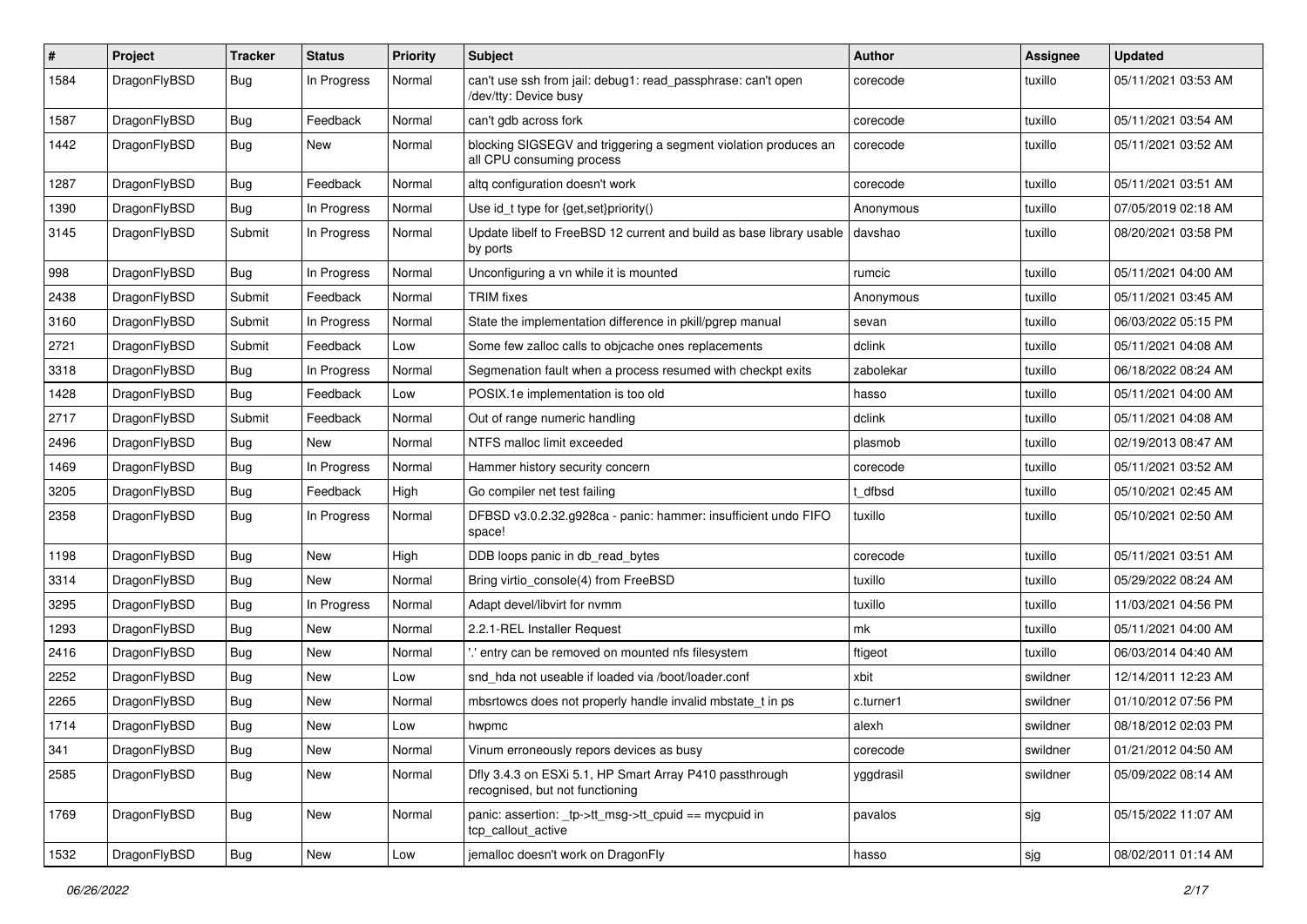| # | Project | Tracker | Status | Priority | Subject | Author | Assignee | Updated |
|---|---|---|---|---|---|---|---|---|
| 1584 | DragonFlyBSD | Bug | In Progress | Normal | can't use ssh from jail: debug1: read_passphrase: can't open /dev/tty: Device busy | corecode | tuxillo | 05/11/2021 03:53 AM |
| 1587 | DragonFlyBSD | Bug | Feedback | Normal | can't gdb across fork | corecode | tuxillo | 05/11/2021 03:54 AM |
| 1442 | DragonFlyBSD | Bug | New | Normal | blocking SIGSEGV and triggering a segment violation produces an all CPU consuming process | corecode | tuxillo | 05/11/2021 03:52 AM |
| 1287 | DragonFlyBSD | Bug | Feedback | Normal | altq configuration doesn't work | corecode | tuxillo | 05/11/2021 03:51 AM |
| 1390 | DragonFlyBSD | Bug | In Progress | Normal | Use id_t type for {get,set}priority() | Anonymous | tuxillo | 07/05/2019 02:18 AM |
| 3145 | DragonFlyBSD | Submit | In Progress | Normal | Update libelf to FreeBSD 12 current and build as base library usable by ports | davshao | tuxillo | 08/20/2021 03:58 PM |
| 998 | DragonFlyBSD | Bug | In Progress | Normal | Unconfiguring a vn while it is mounted | rumcic | tuxillo | 05/11/2021 04:00 AM |
| 2438 | DragonFlyBSD | Submit | Feedback | Normal | TRIM fixes | Anonymous | tuxillo | 05/11/2021 03:45 AM |
| 3160 | DragonFlyBSD | Submit | In Progress | Normal | State the implementation difference in pkill/pgrep manual | sevan | tuxillo | 06/03/2022 05:15 PM |
| 2721 | DragonFlyBSD | Submit | Feedback | Low | Some few zalloc calls to objcache ones replacements | dclink | tuxillo | 05/11/2021 04:08 AM |
| 3318 | DragonFlyBSD | Bug | In Progress | Normal | Segmenation fault when a process resumed with checkpt exits | zabolekar | tuxillo | 06/18/2022 08:24 AM |
| 1428 | DragonFlyBSD | Bug | Feedback | Low | POSIX.1e implementation is too old | hasso | tuxillo | 05/11/2021 04:00 AM |
| 2717 | DragonFlyBSD | Submit | Feedback | Normal | Out of range numeric handling | dclink | tuxillo | 05/11/2021 04:08 AM |
| 2496 | DragonFlyBSD | Bug | New | Normal | NTFS malloc limit exceeded | plasmob | tuxillo | 02/19/2013 08:47 AM |
| 1469 | DragonFlyBSD | Bug | In Progress | Normal | Hammer history security concern | corecode | tuxillo | 05/11/2021 03:52 AM |
| 3205 | DragonFlyBSD | Bug | Feedback | High | Go compiler net test failing | t_dfbsd | tuxillo | 05/10/2021 02:45 AM |
| 2358 | DragonFlyBSD | Bug | In Progress | Normal | DFBSD v3.0.2.32.g928ca - panic: hammer: insufficient undo FIFO space! | tuxillo | tuxillo | 05/10/2021 02:50 AM |
| 1198 | DragonFlyBSD | Bug | New | High | DDB loops panic in db_read_bytes | corecode | tuxillo | 05/11/2021 03:51 AM |
| 3314 | DragonFlyBSD | Bug | New | Normal | Bring virtio_console(4) from FreeBSD | tuxillo | tuxillo | 05/29/2022 08:24 AM |
| 3295 | DragonFlyBSD | Bug | In Progress | Normal | Adapt devel/libvirt for nvmm | tuxillo | tuxillo | 11/03/2021 04:56 PM |
| 1293 | DragonFlyBSD | Bug | New | Normal | 2.2.1-REL Installer Request | mk | tuxillo | 05/11/2021 04:00 AM |
| 2416 | DragonFlyBSD | Bug | New | Normal | '.' entry can be removed on mounted nfs filesystem | ftigeot | tuxillo | 06/03/2014 04:40 AM |
| 2252 | DragonFlyBSD | Bug | New | Low | snd_hda not useable if loaded via /boot/loader.conf | xbit | swildner | 12/14/2011 12:23 AM |
| 2265 | DragonFlyBSD | Bug | New | Normal | mbsrtowcs does not properly handle invalid mbstate_t in ps | c.turner1 | swildner | 01/10/2012 07:56 PM |
| 1714 | DragonFlyBSD | Bug | New | Low | hwpmc | alexh | swildner | 08/18/2012 02:03 PM |
| 341 | DragonFlyBSD | Bug | New | Normal | Vinum erroneously repors devices as busy | corecode | swildner | 01/21/2012 04:50 AM |
| 2585 | DragonFlyBSD | Bug | New | Normal | Dfly 3.4.3 on ESXi 5.1, HP Smart Array P410 passthrough recognised, but not functioning | yggdrasil | swildner | 05/09/2022 08:14 AM |
| 1769 | DragonFlyBSD | Bug | New | Normal | panic: assertion: _tp->tt_msg->tt_cpuid == mycpuid in tcp_callout_active | pavalos | sjg | 05/15/2022 11:07 AM |
| 1532 | DragonFlyBSD | Bug | New | Low | jemalloc doesn't work on DragonFly | hasso | sjg | 08/02/2011 01:14 AM |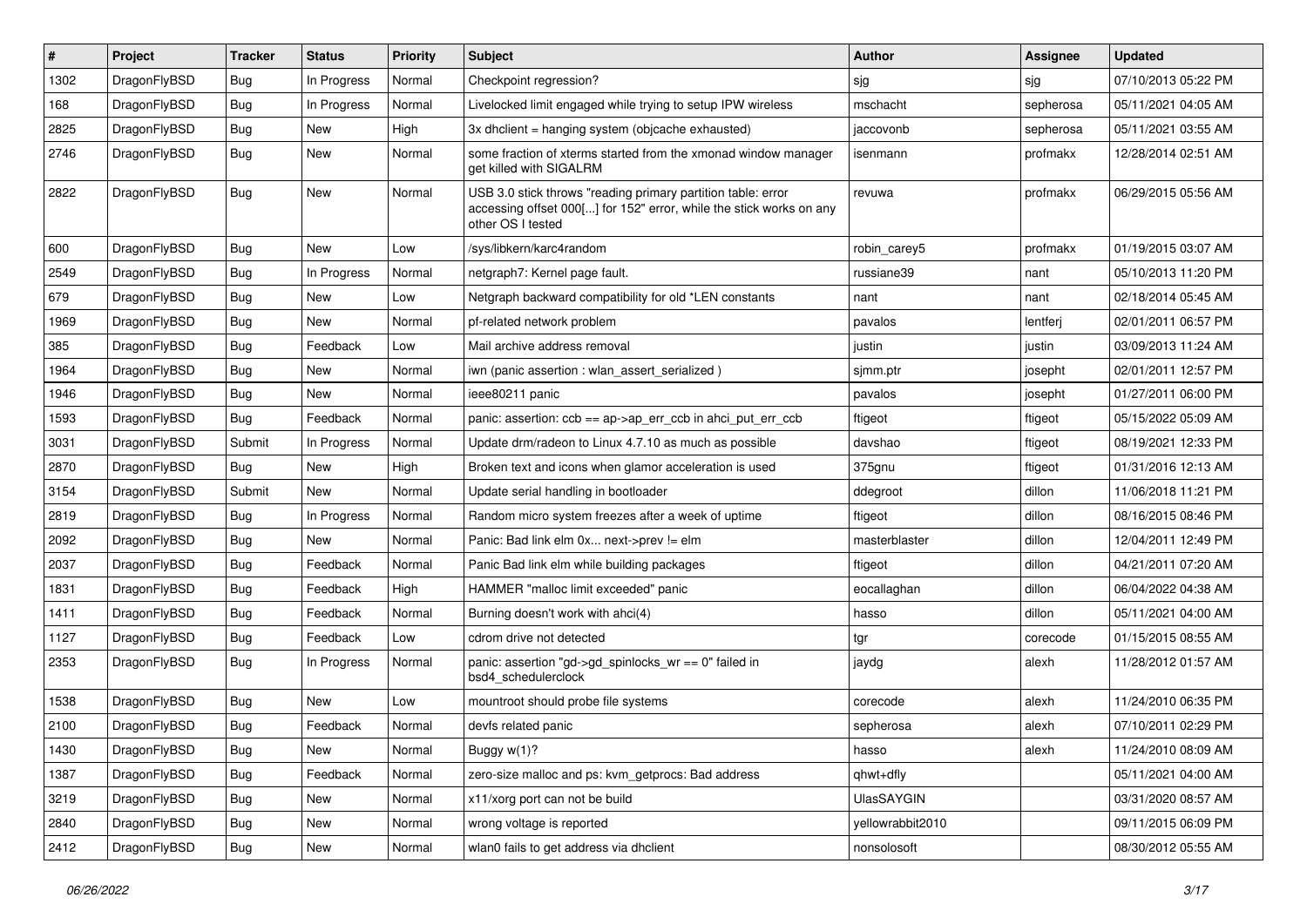| # | Project | Tracker | Status | Priority | Subject | Author | Assignee | Updated |
|---|---|---|---|---|---|---|---|---|
| 1302 | DragonFlyBSD | Bug | In Progress | Normal | Checkpoint regression? | sjg | sjg | 07/10/2013 05:22 PM |
| 168 | DragonFlyBSD | Bug | In Progress | Normal | Livelocked limit engaged while trying to setup IPW wireless | mschacht | sepherosa | 05/11/2021 04:05 AM |
| 2825 | DragonFlyBSD | Bug | New | High | 3x dhclient = hanging system (objcache exhausted) | jaccovonb | sepherosa | 05/11/2021 03:55 AM |
| 2746 | DragonFlyBSD | Bug | New | Normal | some fraction of xterms started from the xmonad window manager get killed with SIGALRM | isenmann | profmakx | 12/28/2014 02:51 AM |
| 2822 | DragonFlyBSD | Bug | New | Normal | USB 3.0 stick throws "reading primary partition table: error accessing offset 000[...] for 152" error, while the stick works on any other OS I tested | revuwa | profmakx | 06/29/2015 05:56 AM |
| 600 | DragonFlyBSD | Bug | New | Low | /sys/libkern/karc4random | robin_carey5 | profmakx | 01/19/2015 03:07 AM |
| 2549 | DragonFlyBSD | Bug | In Progress | Normal | netgraph7: Kernel page fault. | russiane39 | nant | 05/10/2013 11:20 PM |
| 679 | DragonFlyBSD | Bug | New | Low | Netgraph backward compatibility for old *LEN constants | nant | nant | 02/18/2014 05:45 AM |
| 1969 | DragonFlyBSD | Bug | New | Normal | pf-related network problem | pavalos | lentferj | 02/01/2011 06:57 PM |
| 385 | DragonFlyBSD | Bug | Feedback | Low | Mail archive address removal | justin | justin | 03/09/2013 11:24 AM |
| 1964 | DragonFlyBSD | Bug | New | Normal | iwn (panic assertion : wlan_assert_serialized ) | sjmm.ptr | josepht | 02/01/2011 12:57 PM |
| 1946 | DragonFlyBSD | Bug | New | Normal | ieee80211 panic | pavalos | josepht | 01/27/2011 06:00 PM |
| 1593 | DragonFlyBSD | Bug | Feedback | Normal | panic: assertion: ccb == ap->ap_err_ccb in ahci_put_err_ccb | ftigeot | ftigeot | 05/15/2022 05:09 AM |
| 3031 | DragonFlyBSD | Submit | In Progress | Normal | Update drm/radeon to Linux 4.7.10 as much as possible | davshao | ftigeot | 08/19/2021 12:33 PM |
| 2870 | DragonFlyBSD | Bug | New | High | Broken text and icons when glamor acceleration is used | 375gnu | ftigeot | 01/31/2016 12:13 AM |
| 3154 | DragonFlyBSD | Submit | New | Normal | Update serial handling in bootloader | ddegroot | dillon | 11/06/2018 11:21 PM |
| 2819 | DragonFlyBSD | Bug | In Progress | Normal | Random micro system freezes after a week of uptime | ftigeot | dillon | 08/16/2015 08:46 PM |
| 2092 | DragonFlyBSD | Bug | New | Normal | Panic: Bad link elm 0x... next->prev != elm | masterblaster | dillon | 12/04/2011 12:49 PM |
| 2037 | DragonFlyBSD | Bug | Feedback | Normal | Panic Bad link elm while building packages | ftigeot | dillon | 04/21/2011 07:20 AM |
| 1831 | DragonFlyBSD | Bug | Feedback | High | HAMMER "malloc limit exceeded" panic | eocallaghan | dillon | 06/04/2022 04:38 AM |
| 1411 | DragonFlyBSD | Bug | Feedback | Normal | Burning doesn't work with ahci(4) | hasso | dillon | 05/11/2021 04:00 AM |
| 1127 | DragonFlyBSD | Bug | Feedback | Low | cdrom drive not detected | tgr | corecode | 01/15/2015 08:55 AM |
| 2353 | DragonFlyBSD | Bug | In Progress | Normal | panic: assertion "gd->gd_spinlocks_wr == 0" failed in bsd4_schedulerclock | jaydg | alexh | 11/28/2012 01:57 AM |
| 1538 | DragonFlyBSD | Bug | New | Low | mountroot should probe file systems | corecode | alexh | 11/24/2010 06:35 PM |
| 2100 | DragonFlyBSD | Bug | Feedback | Normal | devfs related panic | sepherosa | alexh | 07/10/2011 02:29 PM |
| 1430 | DragonFlyBSD | Bug | New | Normal | Buggy w(1)? | hasso | alexh | 11/24/2010 08:09 AM |
| 1387 | DragonFlyBSD | Bug | Feedback | Normal | zero-size malloc and ps: kvm_getprocs: Bad address | qhwt+dfly | | 05/11/2021 04:00 AM |
| 3219 | DragonFlyBSD | Bug | New | Normal | x11/xorg port can not be build | UlasSAYGIN | | 03/31/2020 08:57 AM |
| 2840 | DragonFlyBSD | Bug | New | Normal | wrong voltage is reported | yellowrabbit2010 | | 09/11/2015 06:09 PM |
| 2412 | DragonFlyBSD | Bug | New | Normal | wlan0 fails to get address via dhclient | nonsolosoft | | 08/30/2012 05:55 AM |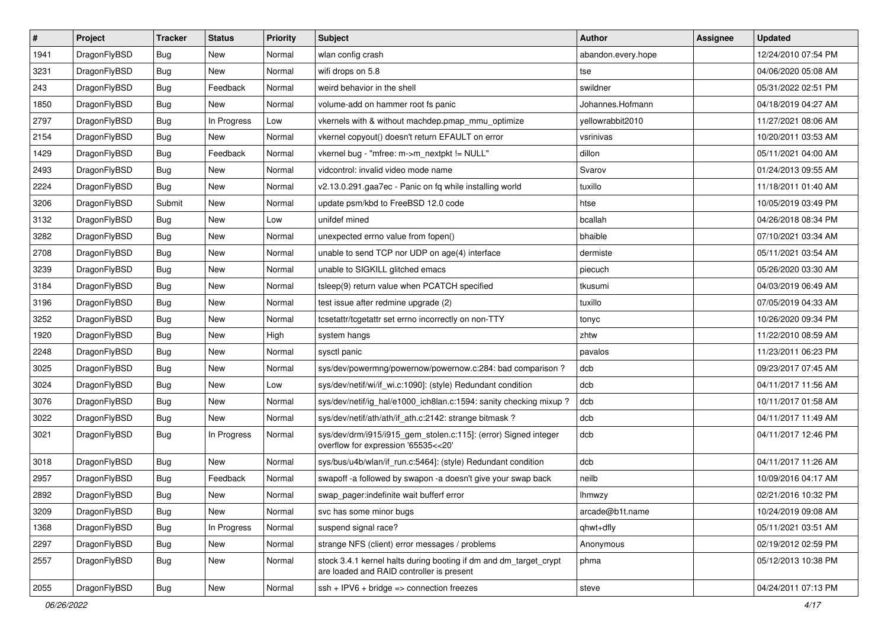| # | Project | Tracker | Status | Priority | Subject | Author | Assignee | Updated |
|---|---|---|---|---|---|---|---|---|
| 1941 | DragonFlyBSD | Bug | New | Normal | wlan config crash | abandon.every.hope | | 12/24/2010 07:54 PM |
| 3231 | DragonFlyBSD | Bug | New | Normal | wifi drops on 5.8 | tse | | 04/06/2020 05:08 AM |
| 243 | DragonFlyBSD | Bug | Feedback | Normal | weird behavior in the shell | swildner | | 05/31/2022 02:51 PM |
| 1850 | DragonFlyBSD | Bug | New | Normal | volume-add on hammer root fs panic | Johannes.Hofmann | | 04/18/2019 04:27 AM |
| 2797 | DragonFlyBSD | Bug | In Progress | Low | vkernels with & without machdep.pmap_mmu_optimize | yellowrabbit2010 | | 11/27/2021 08:06 AM |
| 2154 | DragonFlyBSD | Bug | New | Normal | vkernel copyout() doesn't return EFAULT on error | vsrinivas | | 10/20/2011 03:53 AM |
| 1429 | DragonFlyBSD | Bug | Feedback | Normal | vkernel bug - "mfree: m->m_nextpkt != NULL" | dillon | | 05/11/2021 04:00 AM |
| 2493 | DragonFlyBSD | Bug | New | Normal | vidcontrol: invalid video mode name | Svarov | | 01/24/2013 09:55 AM |
| 2224 | DragonFlyBSD | Bug | New | Normal | v2.13.0.291.gaa7ec - Panic on fq while installing world | tuxillo | | 11/18/2011 01:40 AM |
| 3206 | DragonFlyBSD | Submit | New | Normal | update psm/kbd to FreeBSD 12.0 code | htse | | 10/05/2019 03:49 PM |
| 3132 | DragonFlyBSD | Bug | New | Low | unifdef mined | bcallah | | 04/26/2018 08:34 PM |
| 3282 | DragonFlyBSD | Bug | New | Normal | unexpected errno value from fopen() | bhaible | | 07/10/2021 03:34 AM |
| 2708 | DragonFlyBSD | Bug | New | Normal | unable to send TCP nor UDP on age(4) interface | dermiste | | 05/11/2021 03:54 AM |
| 3239 | DragonFlyBSD | Bug | New | Normal | unable to SIGKILL glitched emacs | piecuch | | 05/26/2020 03:30 AM |
| 3184 | DragonFlyBSD | Bug | New | Normal | tsleep(9) return value when PCATCH specified | tkusumi | | 04/03/2019 06:49 AM |
| 3196 | DragonFlyBSD | Bug | New | Normal | test issue after redmine upgrade (2) | tuxillo | | 07/05/2019 04:33 AM |
| 3252 | DragonFlyBSD | Bug | New | Normal | tcsetattr/tcgetattr set errno incorrectly on non-TTY | tonyc | | 10/26/2020 09:34 PM |
| 1920 | DragonFlyBSD | Bug | New | High | system hangs | zhtw | | 11/22/2010 08:59 AM |
| 2248 | DragonFlyBSD | Bug | New | Normal | sysctl panic | pavalos | | 11/23/2011 06:23 PM |
| 3025 | DragonFlyBSD | Bug | New | Normal | sys/dev/powermng/powernow/powernow.c:284: bad comparison ? | dcb | | 09/23/2017 07:45 AM |
| 3024 | DragonFlyBSD | Bug | New | Low | sys/dev/netif/wi/if_wi.c:1090]: (style) Redundant condition | dcb | | 04/11/2017 11:56 AM |
| 3076 | DragonFlyBSD | Bug | New | Normal | sys/dev/netif/ig_hal/e1000_ich8lan.c:1594: sanity checking mixup ? | dcb | | 10/11/2017 01:58 AM |
| 3022 | DragonFlyBSD | Bug | New | Normal | sys/dev/netif/ath/ath/if_ath.c:2142: strange bitmask ? | dcb | | 04/11/2017 11:49 AM |
| 3021 | DragonFlyBSD | Bug | In Progress | Normal | sys/dev/drm/i915/i915_gem_stolen.c:115]: (error) Signed integer overflow for expression '65535<<20' | dcb | | 04/11/2017 12:46 PM |
| 3018 | DragonFlyBSD | Bug | New | Normal | sys/bus/u4b/wlan/if_run.c:5464]: (style) Redundant condition | dcb | | 04/11/2017 11:26 AM |
| 2957 | DragonFlyBSD | Bug | Feedback | Normal | swapoff -a followed by swapon -a doesn't give your swap back | neilb | | 10/09/2016 04:17 AM |
| 2892 | DragonFlyBSD | Bug | New | Normal | swap_pager:indefinite wait bufferf error | lhmwzy | | 02/21/2016 10:32 PM |
| 3209 | DragonFlyBSD | Bug | New | Normal | svc has some minor bugs | arcade@b1t.name | | 10/24/2019 09:08 AM |
| 1368 | DragonFlyBSD | Bug | In Progress | Normal | suspend signal race? | qhwt+dfly | | 05/11/2021 03:51 AM |
| 2297 | DragonFlyBSD | Bug | New | Normal | strange NFS (client) error messages / problems | Anonymous | | 02/19/2012 02:59 PM |
| 2557 | DragonFlyBSD | Bug | New | Normal | stock 3.4.1 kernel halts during booting if dm and dm_target_crypt are loaded and RAID controller is present | phma | | 05/12/2013 10:38 PM |
| 2055 | DragonFlyBSD | Bug | New | Normal | ssh + IPV6 + bridge => connection freezes | steve | | 04/24/2011 07:13 PM |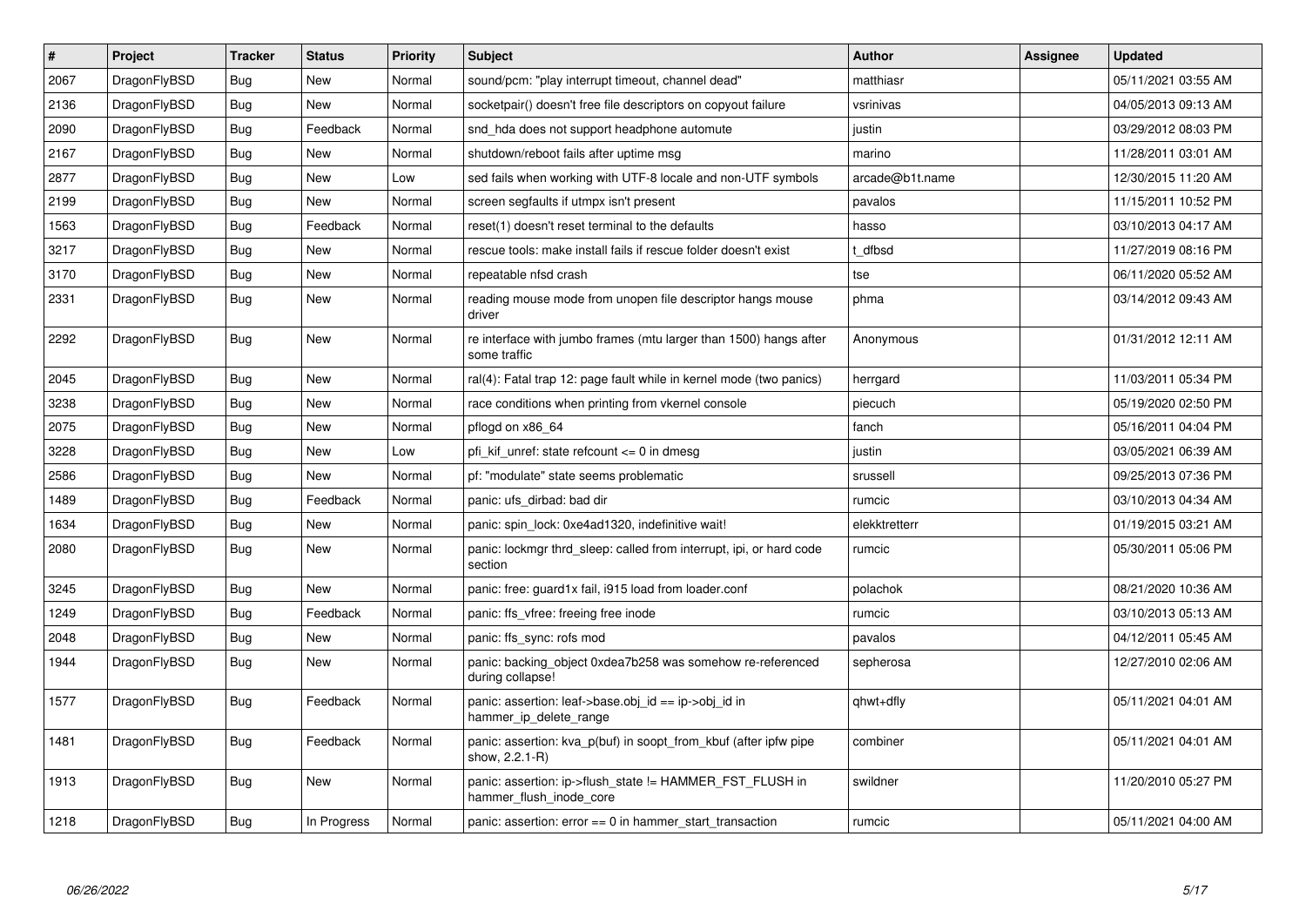| # | Project | Tracker | Status | Priority | Subject | Author | Assignee | Updated |
|---|---|---|---|---|---|---|---|---|
| 2067 | DragonFlyBSD | Bug | New | Normal | sound/pcm: "play interrupt timeout, channel dead" | matthiasr | | 05/11/2021 03:55 AM |
| 2136 | DragonFlyBSD | Bug | New | Normal | socketpair() doesn't free file descriptors on copyout failure | vsrinivas | | 04/05/2013 09:13 AM |
| 2090 | DragonFlyBSD | Bug | Feedback | Normal | snd_hda does not support headphone automute | justin | | 03/29/2012 08:03 PM |
| 2167 | DragonFlyBSD | Bug | New | Normal | shutdown/reboot fails after uptime msg | marino | | 11/28/2011 03:01 AM |
| 2877 | DragonFlyBSD | Bug | New | Low | sed fails when working with UTF-8 locale and non-UTF symbols | arcade@b1t.name | | 12/30/2015 11:20 AM |
| 2199 | DragonFlyBSD | Bug | New | Normal | screen segfaults if utmpx isn't present | pavalos | | 11/15/2011 10:52 PM |
| 1563 | DragonFlyBSD | Bug | Feedback | Normal | reset(1) doesn't reset terminal to the defaults | hasso | | 03/10/2013 04:17 AM |
| 3217 | DragonFlyBSD | Bug | New | Normal | rescue tools: make install fails if rescue folder doesn't exist | t_dfbsd | | 11/27/2019 08:16 PM |
| 3170 | DragonFlyBSD | Bug | New | Normal | repeatable nfsd crash | tse | | 06/11/2020 05:52 AM |
| 2331 | DragonFlyBSD | Bug | New | Normal | reading mouse mode from unopen file descriptor hangs mouse driver | phma | | 03/14/2012 09:43 AM |
| 2292 | DragonFlyBSD | Bug | New | Normal | re interface with jumbo frames (mtu larger than 1500) hangs after some traffic | Anonymous | | 01/31/2012 12:11 AM |
| 2045 | DragonFlyBSD | Bug | New | Normal | ral(4): Fatal trap 12: page fault while in kernel mode (two panics) | herrgard | | 11/03/2011 05:34 PM |
| 3238 | DragonFlyBSD | Bug | New | Normal | race conditions when printing from vkernel console | piecuch | | 05/19/2020 02:50 PM |
| 2075 | DragonFlyBSD | Bug | New | Normal | pflogd on x86_64 | fanch | | 05/16/2011 04:04 PM |
| 3228 | DragonFlyBSD | Bug | New | Low | pfi_kif_unref: state refcount <= 0 in dmesg | justin | | 03/05/2021 06:39 AM |
| 2586 | DragonFlyBSD | Bug | New | Normal | pf: "modulate" state seems problematic | srussell | | 09/25/2013 07:36 PM |
| 1489 | DragonFlyBSD | Bug | Feedback | Normal | panic: ufs_dirbad: bad dir | rumcic | | 03/10/2013 04:34 AM |
| 1634 | DragonFlyBSD | Bug | New | Normal | panic: spin_lock: 0xe4ad1320, indefinitive wait! | elekktretterr | | 01/19/2015 03:21 AM |
| 2080 | DragonFlyBSD | Bug | New | Normal | panic: lockmgr thrd_sleep: called from interrupt, ipi, or hard code section | rumcic | | 05/30/2011 05:06 PM |
| 3245 | DragonFlyBSD | Bug | New | Normal | panic: free: guard1x fail, i915 load from loader.conf | polachok | | 08/21/2020 10:36 AM |
| 1249 | DragonFlyBSD | Bug | Feedback | Normal | panic: ffs_vfree: freeing free inode | rumcic | | 03/10/2013 05:13 AM |
| 2048 | DragonFlyBSD | Bug | New | Normal | panic: ffs_sync: rofs mod | pavalos | | 04/12/2011 05:45 AM |
| 1944 | DragonFlyBSD | Bug | New | Normal | panic: backing_object 0xdea7b258 was somehow re-referenced during collapse! | sepherosa | | 12/27/2010 02:06 AM |
| 1577 | DragonFlyBSD | Bug | Feedback | Normal | panic: assertion: leaf->base.obj_id == ip->obj_id in hammer_ip_delete_range | qhwt+dfly | | 05/11/2021 04:01 AM |
| 1481 | DragonFlyBSD | Bug | Feedback | Normal | panic: assertion: kva_p(buf) in soopt_from_kbuf (after ipfw pipe show, 2.2.1-R) | combiner | | 05/11/2021 04:01 AM |
| 1913 | DragonFlyBSD | Bug | New | Normal | panic: assertion: ip->flush_state != HAMMER_FST_FLUSH in hammer_flush_inode_core | swildner | | 11/20/2010 05:27 PM |
| 1218 | DragonFlyBSD | Bug | In Progress | Normal | panic: assertion: error == 0 in hammer_start_transaction | rumcic | | 05/11/2021 04:00 AM |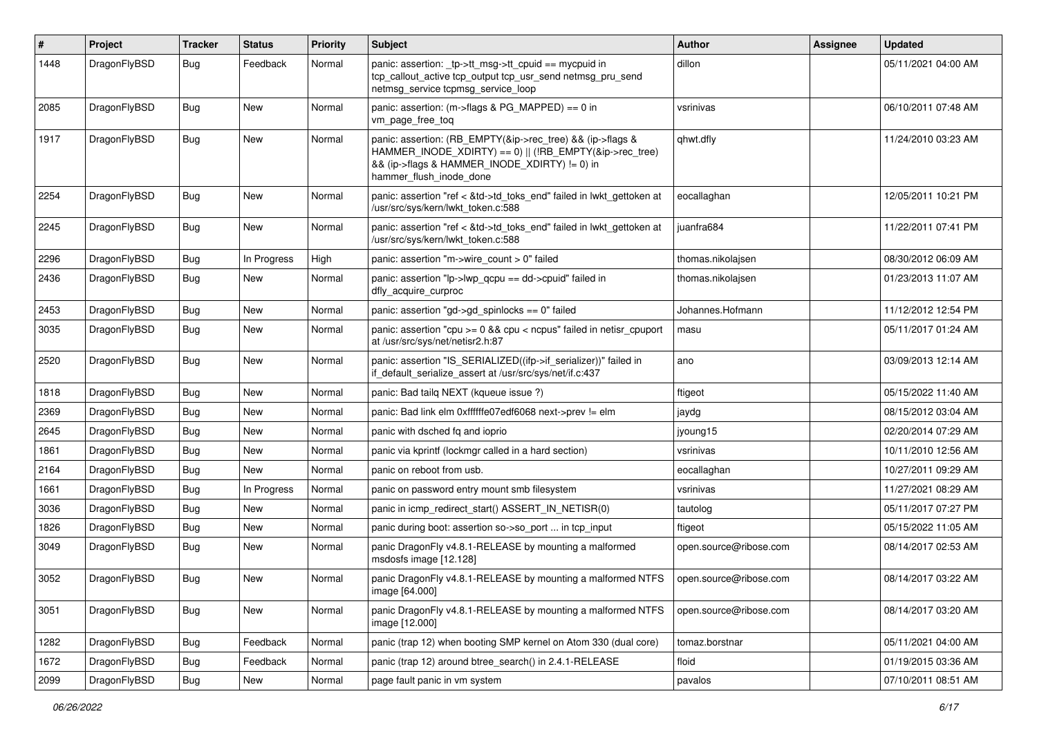| # | Project | Tracker | Status | Priority | Subject | Author | Assignee | Updated |
|---|---|---|---|---|---|---|---|---|
| 1448 | DragonFlyBSD | Bug | Feedback | Normal | panic: assertion: _tp->tt_msg->tt_cpuid == mycpuid in tcp_callout_active tcp_output tcp_usr_send netmsg_pru_send netmsg_service tcpmsg_service_loop | dillon | | 05/11/2021 04:00 AM |
| 2085 | DragonFlyBSD | Bug | New | Normal | panic: assertion: (m->flags & PG_MAPPED) == 0 in vm_page_free_toq | vsrinivas | | 06/10/2011 07:48 AM |
| 1917 | DragonFlyBSD | Bug | New | Normal | panic: assertion: (RB_EMPTY(&ip->rec_tree) && (ip->flags & HAMMER_INODE_XDIRTY) == 0) \|\| (!RB_EMPTY(&ip->rec_tree) && (ip->flags & HAMMER_INODE_XDIRTY) != 0) in hammer_flush_inode_done | qhwt.dfly | | 11/24/2010 03:23 AM |
| 2254 | DragonFlyBSD | Bug | New | Normal | panic: assertion "ref < &td->td_toks_end" failed in lwkt_gettoken at /usr/src/sys/kern/lwkt_token.c:588 | eocallaghan | | 12/05/2011 10:21 PM |
| 2245 | DragonFlyBSD | Bug | New | Normal | panic: assertion "ref < &td->td_toks_end" failed in lwkt_gettoken at /usr/src/sys/kern/lwkt_token.c:588 | juanfra684 | | 11/22/2011 07:41 PM |
| 2296 | DragonFlyBSD | Bug | In Progress | High | panic: assertion "m->wire_count > 0" failed | thomas.nikolajsen | | 08/30/2012 06:09 AM |
| 2436 | DragonFlyBSD | Bug | New | Normal | panic: assertion "lp->lwp_qcpu == dd->cpuid" failed in dfly_acquire_curproc | thomas.nikolajsen | | 01/23/2013 11:07 AM |
| 2453 | DragonFlyBSD | Bug | New | Normal | panic: assertion "gd->gd_spinlocks == 0" failed | Johannes.Hofmann | | 11/12/2012 12:54 PM |
| 3035 | DragonFlyBSD | Bug | New | Normal | panic: assertion "cpu >= 0 && cpu < ncpus" failed in netisr_cpuport at /usr/src/sys/net/netisr2.h:87 | masu | | 05/11/2017 01:24 AM |
| 2520 | DragonFlyBSD | Bug | New | Normal | panic: assertion "IS_SERIALIZED((ifp->if_serializer))" failed in if_default_serialize_assert at /usr/src/sys/net/if.c:437 | ano | | 03/09/2013 12:14 AM |
| 1818 | DragonFlyBSD | Bug | New | Normal | panic: Bad tailq NEXT (kqueue issue ?) | ftigeot | | 05/15/2022 11:40 AM |
| 2369 | DragonFlyBSD | Bug | New | Normal | panic: Bad link elm 0xffffffe07edf6068 next->prev != elm | jaydg | | 08/15/2012 03:04 AM |
| 2645 | DragonFlyBSD | Bug | New | Normal | panic with dsched fq and ioprio | jyoung15 | | 02/20/2014 07:29 AM |
| 1861 | DragonFlyBSD | Bug | New | Normal | panic via kprintf (lockmgr called in a hard section) | vsrinivas | | 10/11/2010 12:56 AM |
| 2164 | DragonFlyBSD | Bug | New | Normal | panic on reboot from usb. | eocallaghan | | 10/27/2011 09:29 AM |
| 1661 | DragonFlyBSD | Bug | In Progress | Normal | panic on password entry mount smb filesystem | vsrinivas | | 11/27/2021 08:29 AM |
| 3036 | DragonFlyBSD | Bug | New | Normal | panic in icmp_redirect_start() ASSERT_IN_NETISR(0) | tautolog | | 05/11/2017 07:27 PM |
| 1826 | DragonFlyBSD | Bug | New | Normal | panic during boot: assertion so->so_port ... in tcp_input | ftigeot | | 05/15/2022 11:05 AM |
| 3049 | DragonFlyBSD | Bug | New | Normal | panic DragonFly v4.8.1-RELEASE by mounting a malformed msdosfs image [12.128] | open.source@ribose.com | | 08/14/2017 02:53 AM |
| 3052 | DragonFlyBSD | Bug | New | Normal | panic DragonFly v4.8.1-RELEASE by mounting a malformed NTFS image [64.000] | open.source@ribose.com | | 08/14/2017 03:22 AM |
| 3051 | DragonFlyBSD | Bug | New | Normal | panic DragonFly v4.8.1-RELEASE by mounting a malformed NTFS image [12.000] | open.source@ribose.com | | 08/14/2017 03:20 AM |
| 1282 | DragonFlyBSD | Bug | Feedback | Normal | panic (trap 12) when booting SMP kernel on Atom 330 (dual core) | tomaz.borstnar | | 05/11/2021 04:00 AM |
| 1672 | DragonFlyBSD | Bug | Feedback | Normal | panic (trap 12) around btree_search() in 2.4.1-RELEASE | floid | | 01/19/2015 03:36 AM |
| 2099 | DragonFlyBSD | Bug | New | Normal | page fault panic in vm system | pavalos | | 07/10/2011 08:51 AM |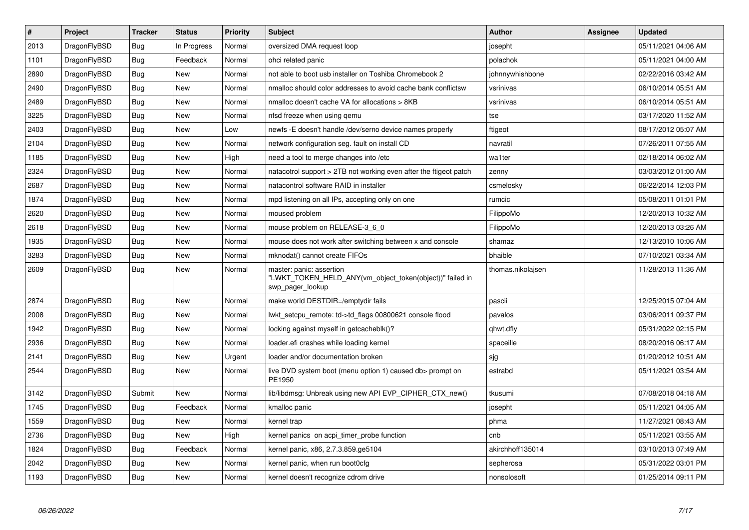| # | Project | Tracker | Status | Priority | Subject | Author | Assignee | Updated |
|---|---|---|---|---|---|---|---|---|
| 2013 | DragonFlyBSD | Bug | In Progress | Normal | oversized DMA request loop | josepht | | 05/11/2021 04:06 AM |
| 1101 | DragonFlyBSD | Bug | Feedback | Normal | ohci related panic | polachok | | 05/11/2021 04:00 AM |
| 2890 | DragonFlyBSD | Bug | New | Normal | not able to boot usb installer on Toshiba Chromebook 2 | johnnywhishbone | | 02/22/2016 03:42 AM |
| 2490 | DragonFlyBSD | Bug | New | Normal | nmalloc should color addresses to avoid cache bank conflictsw | vsrinivas | | 06/10/2014 05:51 AM |
| 2489 | DragonFlyBSD | Bug | New | Normal | nmalloc doesn't cache VA for allocations > 8KB | vsrinivas | | 06/10/2014 05:51 AM |
| 3225 | DragonFlyBSD | Bug | New | Normal | nfsd freeze when using qemu | tse | | 03/17/2020 11:52 AM |
| 2403 | DragonFlyBSD | Bug | New | Low | newfs -E doesn't handle /dev/serno device names properly | ftigeot | | 08/17/2012 05:07 AM |
| 2104 | DragonFlyBSD | Bug | New | Normal | network configuration seg. fault on install CD | navratil | | 07/26/2011 07:55 AM |
| 1185 | DragonFlyBSD | Bug | New | High | need a tool to merge changes into /etc | wa1ter | | 02/18/2014 06:02 AM |
| 2324 | DragonFlyBSD | Bug | New | Normal | natacotrol support > 2TB not working even after the ftigeot patch | zenny | | 03/03/2012 01:00 AM |
| 2687 | DragonFlyBSD | Bug | New | Normal | natacontrol software RAID in installer | csmelosky | | 06/22/2014 12:03 PM |
| 1874 | DragonFlyBSD | Bug | New | Normal | mpd listening on all IPs, accepting only on one | rumcic | | 05/08/2011 01:01 PM |
| 2620 | DragonFlyBSD | Bug | New | Normal | moused problem | FilippoMo | | 12/20/2013 10:32 AM |
| 2618 | DragonFlyBSD | Bug | New | Normal | mouse problem on RELEASE-3_6_0 | FilippoMo | | 12/20/2013 03:26 AM |
| 1935 | DragonFlyBSD | Bug | New | Normal | mouse does not work after switching between x and console | shamaz | | 12/13/2010 10:06 AM |
| 3283 | DragonFlyBSD | Bug | New | Normal | mknodat() cannot create FIFOs | bhaible | | 07/10/2021 03:34 AM |
| 2609 | DragonFlyBSD | Bug | New | Normal | master: panic: assertion "LWKT_TOKEN_HELD_ANY(vm_object_token(object))" failed in swp_pager_lookup | thomas.nikolajsen | | 11/28/2013 11:36 AM |
| 2874 | DragonFlyBSD | Bug | New | Normal | make world DESTDIR=/emptydir fails | pascii | | 12/25/2015 07:04 AM |
| 2008 | DragonFlyBSD | Bug | New | Normal | lwkt_setcpu_remote: td->td_flags 00800621 console flood | pavalos | | 03/06/2011 09:37 PM |
| 1942 | DragonFlyBSD | Bug | New | Normal | locking against myself in getcacheblk()? | qhwt.dfly | | 05/31/2022 02:15 PM |
| 2936 | DragonFlyBSD | Bug | New | Normal | loader.efi crashes while loading kernel | spaceille | | 08/20/2016 06:17 AM |
| 2141 | DragonFlyBSD | Bug | New | Urgent | loader and/or documentation broken | sjg | | 01/20/2012 10:51 AM |
| 2544 | DragonFlyBSD | Bug | New | Normal | live DVD system boot (menu option 1) caused db> prompt on PE1950 | estrabd | | 05/11/2021 03:54 AM |
| 3142 | DragonFlyBSD | Submit | New | Normal | lib/libdmsg: Unbreak using new API EVP_CIPHER_CTX_new() | tkusumi | | 07/08/2018 04:18 AM |
| 1745 | DragonFlyBSD | Bug | Feedback | Normal | kmalloc panic | josepht | | 05/11/2021 04:05 AM |
| 1559 | DragonFlyBSD | Bug | New | Normal | kernel trap | phma | | 11/27/2021 08:43 AM |
| 2736 | DragonFlyBSD | Bug | New | High | kernel panics on acpi_timer_probe function | cnb | | 05/11/2021 03:55 AM |
| 1824 | DragonFlyBSD | Bug | Feedback | Normal | kernel panic, x86, 2.7.3.859.ge5104 | akirchhoff135014 | | 03/10/2013 07:49 AM |
| 2042 | DragonFlyBSD | Bug | New | Normal | kernel panic, when run boot0cfg | sepherosa | | 05/31/2022 03:01 PM |
| 1193 | DragonFlyBSD | Bug | New | Normal | kernel doesn't recognize cdrom drive | nonsolosoft | | 01/25/2014 09:11 PM |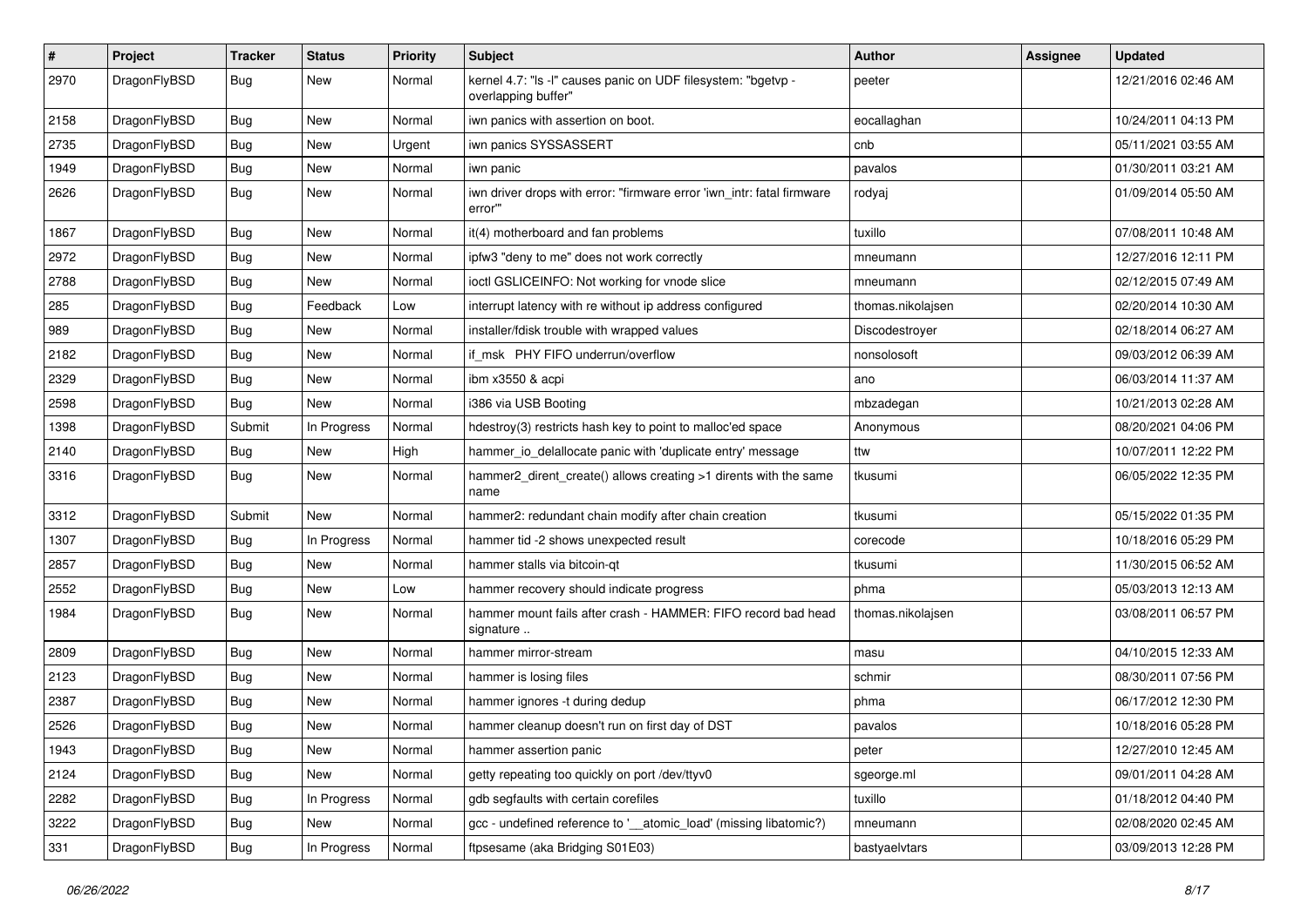| # | Project | Tracker | Status | Priority | Subject | Author | Assignee | Updated |
|---|---|---|---|---|---|---|---|---|
| 2970 | DragonFlyBSD | Bug | New | Normal | kernel 4.7: "ls -l" causes panic on UDF filesystem: "bgetvp - overlapping buffer" | peeter | | 12/21/2016 02:46 AM |
| 2158 | DragonFlyBSD | Bug | New | Normal | iwn panics with assertion on boot. | eocallaghan | | 10/24/2011 04:13 PM |
| 2735 | DragonFlyBSD | Bug | New | Urgent | iwn panics SYSSASSERT | cnb | | 05/11/2021 03:55 AM |
| 1949 | DragonFlyBSD | Bug | New | Normal | iwn panic | pavalos | | 01/30/2011 03:21 AM |
| 2626 | DragonFlyBSD | Bug | New | Normal | iwn driver drops with error: "firmware error 'iwn_intr: fatal firmware error'" | rodyaj | | 01/09/2014 05:50 AM |
| 1867 | DragonFlyBSD | Bug | New | Normal | it(4) motherboard and fan problems | tuxillo | | 07/08/2011 10:48 AM |
| 2972 | DragonFlyBSD | Bug | New | Normal | ipfw3 "deny to me" does not work correctly | mneumann | | 12/27/2016 12:11 PM |
| 2788 | DragonFlyBSD | Bug | New | Normal | ioctl GSLICEINFO: Not working for vnode slice | mneumann | | 02/12/2015 07:49 AM |
| 285 | DragonFlyBSD | Bug | Feedback | Low | interrupt latency with re without ip address configured | thomas.nikolajsen | | 02/20/2014 10:30 AM |
| 989 | DragonFlyBSD | Bug | New | Normal | installer/fdisk trouble with wrapped values | Discodestroyer | | 02/18/2014 06:27 AM |
| 2182 | DragonFlyBSD | Bug | New | Normal | if_msk PHY FIFO underrun/overflow | nonsolosoft | | 09/03/2012 06:39 AM |
| 2329 | DragonFlyBSD | Bug | New | Normal | ibm x3550 & acpi | ano | | 06/03/2014 11:37 AM |
| 2598 | DragonFlyBSD | Bug | New | Normal | i386 via USB Booting | mbzadegan | | 10/21/2013 02:28 AM |
| 1398 | DragonFlyBSD | Submit | In Progress | Normal | hdestroy(3) restricts hash key to point to malloc'ed space | Anonymous | | 08/20/2021 04:06 PM |
| 2140 | DragonFlyBSD | Bug | New | High | hammer_io_delallocate panic with 'duplicate entry' message | ttw | | 10/07/2011 12:22 PM |
| 3316 | DragonFlyBSD | Bug | New | Normal | hammer2_dirent_create() allows creating >1 dirents with the same name | tkusumi | | 06/05/2022 12:35 PM |
| 3312 | DragonFlyBSD | Submit | New | Normal | hammer2: redundant chain modify after chain creation | tkusumi | | 05/15/2022 01:35 PM |
| 1307 | DragonFlyBSD | Bug | In Progress | Normal | hammer tid -2 shows unexpected result | corecode | | 10/18/2016 05:29 PM |
| 2857 | DragonFlyBSD | Bug | New | Normal | hammer stalls via bitcoin-qt | tkusumi | | 11/30/2015 06:52 AM |
| 2552 | DragonFlyBSD | Bug | New | Low | hammer recovery should indicate progress | phma | | 05/03/2013 12:13 AM |
| 1984 | DragonFlyBSD | Bug | New | Normal | hammer mount fails after crash - HAMMER: FIFO record bad head signature .. | thomas.nikolajsen | | 03/08/2011 06:57 PM |
| 2809 | DragonFlyBSD | Bug | New | Normal | hammer mirror-stream | masu | | 04/10/2015 12:33 AM |
| 2123 | DragonFlyBSD | Bug | New | Normal | hammer is losing files | schmir | | 08/30/2011 07:56 PM |
| 2387 | DragonFlyBSD | Bug | New | Normal | hammer ignores -t during dedup | phma | | 06/17/2012 12:30 PM |
| 2526 | DragonFlyBSD | Bug | New | Normal | hammer cleanup doesn't run on first day of DST | pavalos | | 10/18/2016 05:28 PM |
| 1943 | DragonFlyBSD | Bug | New | Normal | hammer assertion panic | peter | | 12/27/2010 12:45 AM |
| 2124 | DragonFlyBSD | Bug | New | Normal | getty repeating too quickly on port /dev/ttyv0 | sgeorge.ml | | 09/01/2011 04:28 AM |
| 2282 | DragonFlyBSD | Bug | In Progress | Normal | gdb segfaults with certain corefiles | tuxillo | | 01/18/2012 04:40 PM |
| 3222 | DragonFlyBSD | Bug | New | Normal | gcc - undefined reference to '__atomic_load' (missing libatomic?) | mneumann | | 02/08/2020 02:45 AM |
| 331 | DragonFlyBSD | Bug | In Progress | Normal | ftpsesame (aka Bridging S01E03) | bastyaelvtars | | 03/09/2013 12:28 PM |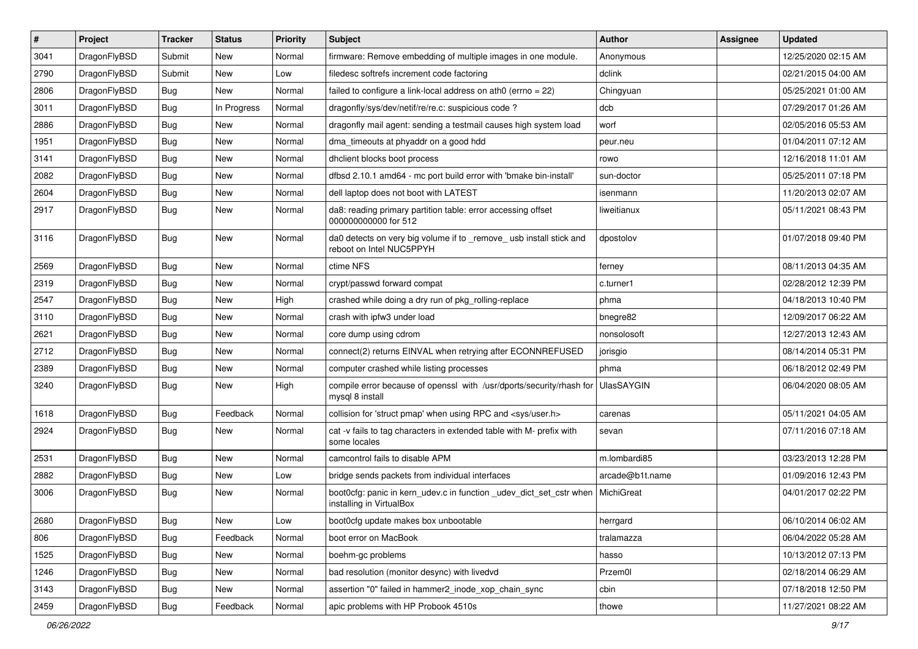| # | Project | Tracker | Status | Priority | Subject | Author | Assignee | Updated |
|---|---|---|---|---|---|---|---|---|
| 3041 | DragonFlyBSD | Submit | New | Normal | firmware: Remove embedding of multiple images in one module. | Anonymous | | 12/25/2020 02:15 AM |
| 2790 | DragonFlyBSD | Submit | New | Low | filedesc softrefs increment code factoring | dclink | | 02/21/2015 04:00 AM |
| 2806 | DragonFlyBSD | Bug | New | Normal | failed to configure a link-local address on ath0 (errno = 22) | Chingyuan | | 05/25/2021 01:00 AM |
| 3011 | DragonFlyBSD | Bug | In Progress | Normal | dragonfly/sys/dev/netif/re/re.c: suspicious code ? | dcb | | 07/29/2017 01:26 AM |
| 2886 | DragonFlyBSD | Bug | New | Normal | dragonfly mail agent: sending a testmail causes high system load | worf | | 02/05/2016 05:53 AM |
| 1951 | DragonFlyBSD | Bug | New | Normal | dma_timeouts at phyaddr on a good hdd | peur.neu | | 01/04/2011 07:12 AM |
| 3141 | DragonFlyBSD | Bug | New | Normal | dhclient blocks boot process | rowo | | 12/16/2018 11:01 AM |
| 2082 | DragonFlyBSD | Bug | New | Normal | dfbsd 2.10.1 amd64 - mc port build error with 'bmake bin-install' | sun-doctor | | 05/25/2011 07:18 PM |
| 2604 | DragonFlyBSD | Bug | New | Normal | dell laptop does not boot with LATEST | isenmann | | 11/20/2013 02:07 AM |
| 2917 | DragonFlyBSD | Bug | New | Normal | da8: reading primary partition table: error accessing offset 000000000000 for 512 | liweitianux | | 05/11/2021 08:43 PM |
| 3116 | DragonFlyBSD | Bug | New | Normal | da0 detects on very big volume if to _remove_ usb install stick and reboot on Intel NUC5PPYH | dpostolov | | 01/07/2018 09:40 PM |
| 2569 | DragonFlyBSD | Bug | New | Normal | ctime NFS | ferney | | 08/11/2013 04:35 AM |
| 2319 | DragonFlyBSD | Bug | New | Normal | crypt/passwd forward compat | c.turner1 | | 02/28/2012 12:39 PM |
| 2547 | DragonFlyBSD | Bug | New | High | crashed while doing a dry run of pkg_rolling-replace | phma | | 04/18/2013 10:40 PM |
| 3110 | DragonFlyBSD | Bug | New | Normal | crash with ipfw3 under load | bnegre82 | | 12/09/2017 06:22 AM |
| 2621 | DragonFlyBSD | Bug | New | Normal | core dump using cdrom | nonsolosoft | | 12/27/2013 12:43 AM |
| 2712 | DragonFlyBSD | Bug | New | Normal | connect(2) returns EINVAL when retrying after ECONNREFUSED | jorisgio | | 08/14/2014 05:31 PM |
| 2389 | DragonFlyBSD | Bug | New | Normal | computer crashed while listing processes | phma | | 06/18/2012 02:49 PM |
| 3240 | DragonFlyBSD | Bug | New | High | compile error because of openssl with /usr/dports/security/rhash for mysql 8 install | UlasSAYGIN | | 06/04/2020 08:05 AM |
| 1618 | DragonFlyBSD | Bug | Feedback | Normal | collision for 'struct pmap' when using RPC and <sys/user.h> | carenas | | 05/11/2021 04:05 AM |
| 2924 | DragonFlyBSD | Bug | New | Normal | cat -v fails to tag characters in extended table with M- prefix with some locales | sevan | | 07/11/2016 07:18 AM |
| 2531 | DragonFlyBSD | Bug | New | Normal | camcontrol fails to disable APM | m.lombardi85 | | 03/23/2013 12:28 PM |
| 2882 | DragonFlyBSD | Bug | New | Low | bridge sends packets from individual interfaces | arcade@b1t.name | | 01/09/2016 12:43 PM |
| 3006 | DragonFlyBSD | Bug | New | Normal | boot0cfg: panic in kern_udev.c in function _udev_dict_set_cstr when installing in VirtualBox | MichiGreat | | 04/01/2017 02:22 PM |
| 2680 | DragonFlyBSD | Bug | New | Low | boot0cfg update makes box unbootable | herrgard | | 06/10/2014 06:02 AM |
| 806 | DragonFlyBSD | Bug | Feedback | Normal | boot error on MacBook | tralamazza | | 06/04/2022 05:28 AM |
| 1525 | DragonFlyBSD | Bug | New | Normal | boehm-gc problems | hasso | | 10/13/2012 07:13 PM |
| 1246 | DragonFlyBSD | Bug | New | Normal | bad resolution (monitor desync) with livedvd | Przem0l | | 02/18/2014 06:29 AM |
| 3143 | DragonFlyBSD | Bug | New | Normal | assertion "0" failed in hammer2_inode_xop_chain_sync | cbin | | 07/18/2018 12:50 PM |
| 2459 | DragonFlyBSD | Bug | Feedback | Normal | apic problems with HP Probook 4510s | thowe | | 11/27/2021 08:22 AM |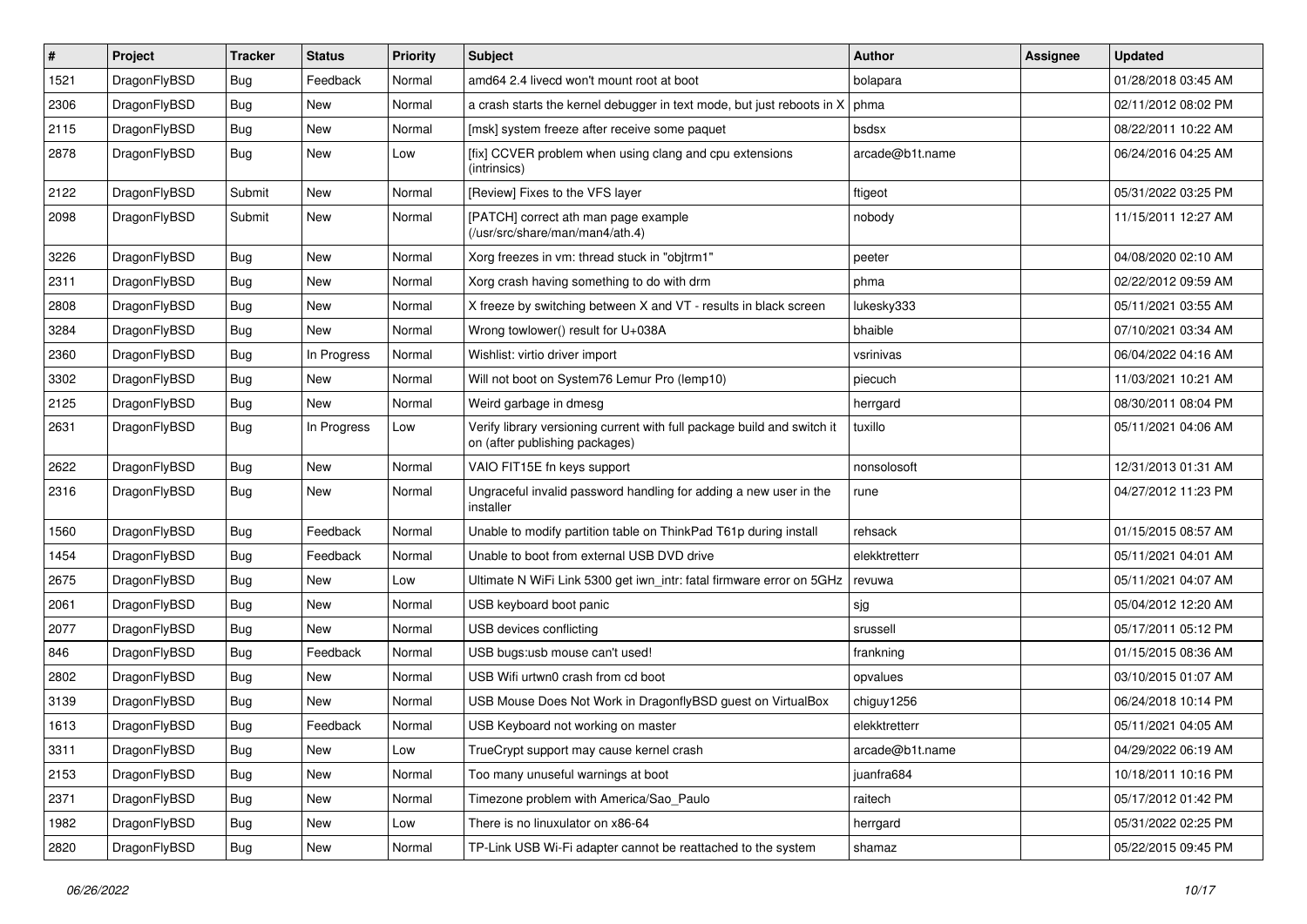| # | Project | Tracker | Status | Priority | Subject | Author | Assignee | Updated |
|---|---|---|---|---|---|---|---|---|
| 1521 | DragonFlyBSD | Bug | Feedback | Normal | amd64 2.4 livecd won't mount root at boot | bolapara | | 01/28/2018 03:45 AM |
| 2306 | DragonFlyBSD | Bug | New | Normal | a crash starts the kernel debugger in text mode, but just reboots in X | phma | | 02/11/2012 08:02 PM |
| 2115 | DragonFlyBSD | Bug | New | Normal | [msk] system freeze after receive some paquet | bsdsx | | 08/22/2011 10:22 AM |
| 2878 | DragonFlyBSD | Bug | New | Low | [fix] CCVER problem when using clang and cpu extensions (intrinsics) | arcade@b1t.name | | 06/24/2016 04:25 AM |
| 2122 | DragonFlyBSD | Submit | New | Normal | [Review] Fixes to the VFS layer | ftigeot | | 05/31/2022 03:25 PM |
| 2098 | DragonFlyBSD | Submit | New | Normal | [PATCH] correct ath man page example (/usr/src/share/man/man4/ath.4) | nobody | | 11/15/2011 12:27 AM |
| 3226 | DragonFlyBSD | Bug | New | Normal | Xorg freezes in vm: thread stuck in "objtrm1" | peeter | | 04/08/2020 02:10 AM |
| 2311 | DragonFlyBSD | Bug | New | Normal | Xorg crash having something to do with drm | phma | | 02/22/2012 09:59 AM |
| 2808 | DragonFlyBSD | Bug | New | Normal | X freeze by switching between X and VT - results in black screen | lukesky333 | | 05/11/2021 03:55 AM |
| 3284 | DragonFlyBSD | Bug | New | Normal | Wrong towlower() result for U+038A | bhaible | | 07/10/2021 03:34 AM |
| 2360 | DragonFlyBSD | Bug | In Progress | Normal | Wishlist: virtio driver import | vsrinivas | | 06/04/2022 04:16 AM |
| 3302 | DragonFlyBSD | Bug | New | Normal | Will not boot on System76 Lemur Pro (lemp10) | piecuch | | 11/03/2021 10:21 AM |
| 2125 | DragonFlyBSD | Bug | New | Normal | Weird garbage in dmesg | herrgard | | 08/30/2011 08:04 PM |
| 2631 | DragonFlyBSD | Bug | In Progress | Low | Verify library versioning current with full package build and switch it on (after publishing packages) | tuxillo | | 05/11/2021 04:06 AM |
| 2622 | DragonFlyBSD | Bug | New | Normal | VAIO FIT15E fn keys support | nonsolosoft | | 12/31/2013 01:31 AM |
| 2316 | DragonFlyBSD | Bug | New | Normal | Ungraceful invalid password handling for adding a new user in the installer | rune | | 04/27/2012 11:23 PM |
| 1560 | DragonFlyBSD | Bug | Feedback | Normal | Unable to modify partition table on ThinkPad T61p during install | rehsack | | 01/15/2015 08:57 AM |
| 1454 | DragonFlyBSD | Bug | Feedback | Normal | Unable to boot from external USB DVD drive | elekktretterr | | 05/11/2021 04:01 AM |
| 2675 | DragonFlyBSD | Bug | New | Low | Ultimate N WiFi Link 5300 get iwn_intr: fatal firmware error on 5GHz | revuwa | | 05/11/2021 04:07 AM |
| 2061 | DragonFlyBSD | Bug | New | Normal | USB keyboard boot panic | sjg | | 05/04/2012 12:20 AM |
| 2077 | DragonFlyBSD | Bug | New | Normal | USB devices conflicting | srussell | | 05/17/2011 05:12 PM |
| 846 | DragonFlyBSD | Bug | Feedback | Normal | USB bugs:usb mouse can't used! | frankning | | 01/15/2015 08:36 AM |
| 2802 | DragonFlyBSD | Bug | New | Normal | USB Wifi urtwn0 crash from cd boot | opvalues | | 03/10/2015 01:07 AM |
| 3139 | DragonFlyBSD | Bug | New | Normal | USB Mouse Does Not Work in DragonflyBSD guest on VirtualBox | chiguy1256 | | 06/24/2018 10:14 PM |
| 1613 | DragonFlyBSD | Bug | Feedback | Normal | USB Keyboard not working on master | elekktretterr | | 05/11/2021 04:05 AM |
| 3311 | DragonFlyBSD | Bug | New | Low | TrueCrypt support may cause kernel crash | arcade@b1t.name | | 04/29/2022 06:19 AM |
| 2153 | DragonFlyBSD | Bug | New | Normal | Too many unuseful warnings at boot | juanfra684 | | 10/18/2011 10:16 PM |
| 2371 | DragonFlyBSD | Bug | New | Normal | Timezone problem with America/Sao_Paulo | raitech | | 05/17/2012 01:42 PM |
| 1982 | DragonFlyBSD | Bug | New | Low | There is no linuxulator on x86-64 | herrgard | | 05/31/2022 02:25 PM |
| 2820 | DragonFlyBSD | Bug | New | Normal | TP-Link USB Wi-Fi adapter cannot be reattached to the system | shamaz | | 05/22/2015 09:45 PM |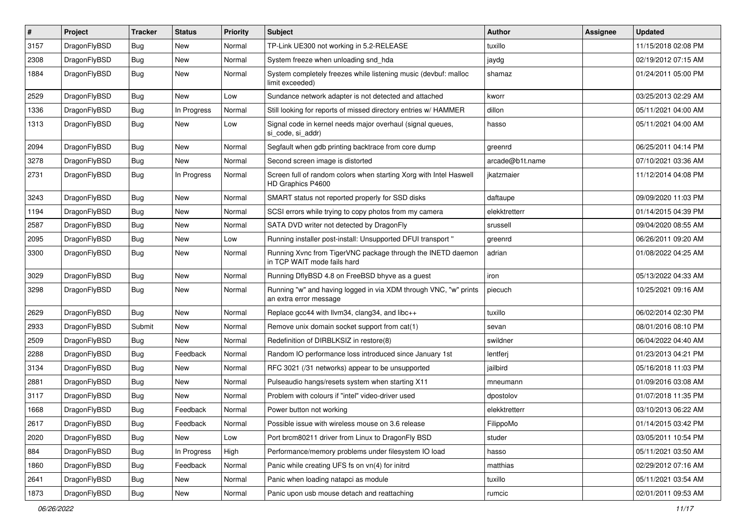| # | Project | Tracker | Status | Priority | Subject | Author | Assignee | Updated |
|---|---|---|---|---|---|---|---|---|
| 3157 | DragonFlyBSD | Bug | New | Normal | TP-Link UE300 not working in 5.2-RELEASE | tuxillo | | 11/15/2018 02:08 PM |
| 2308 | DragonFlyBSD | Bug | New | Normal | System freeze when unloading snd_hda | jaydg | | 02/19/2012 07:15 AM |
| 1884 | DragonFlyBSD | Bug | New | Normal | System completely freezes while listening music (devbuf: malloc limit exceeded) | shamaz | | 01/24/2011 05:00 PM |
| 2529 | DragonFlyBSD | Bug | New | Low | Sundance network adapter is not detected and attached | kworr | | 03/25/2013 02:29 AM |
| 1336 | DragonFlyBSD | Bug | In Progress | Normal | Still looking for reports of missed directory entries w/ HAMMER | dillon | | 05/11/2021 04:00 AM |
| 1313 | DragonFlyBSD | Bug | New | Low | Signal code in kernel needs major overhaul (signal queues, si_code, si_addr) | hasso | | 05/11/2021 04:00 AM |
| 2094 | DragonFlyBSD | Bug | New | Normal | Segfault when gdb printing backtrace from core dump | greenrd | | 06/25/2011 04:14 PM |
| 3278 | DragonFlyBSD | Bug | New | Normal | Second screen image is distorted | arcade@b1t.name | | 07/10/2021 03:36 AM |
| 2731 | DragonFlyBSD | Bug | In Progress | Normal | Screen full of random colors when starting Xorg with Intel Haswell HD Graphics P4600 | jkatzmaier | | 11/12/2014 04:08 PM |
| 3243 | DragonFlyBSD | Bug | New | Normal | SMART status not reported properly for SSD disks | daftaupe | | 09/09/2020 11:03 PM |
| 1194 | DragonFlyBSD | Bug | New | Normal | SCSI errors while trying to copy photos from my camera | elekktretterr | | 01/14/2015 04:39 PM |
| 2587 | DragonFlyBSD | Bug | New | Normal | SATA DVD writer not detected by DragonFly | srussell | | 09/04/2020 08:55 AM |
| 2095 | DragonFlyBSD | Bug | New | Low | Running installer post-install: Unsupported DFUI transport " | greenrd | | 06/26/2011 09:20 AM |
| 3300 | DragonFlyBSD | Bug | New | Normal | Running Xvnc from TigerVNC package through the INETD daemon in TCP WAIT mode fails hard | adrian | | 01/08/2022 04:25 AM |
| 3029 | DragonFlyBSD | Bug | New | Normal | Running DflyBSD 4.8 on FreeBSD bhyve as a guest | iron | | 05/13/2022 04:33 AM |
| 3298 | DragonFlyBSD | Bug | New | Normal | Running "w" and having logged in via XDM through VNC, "w" prints an extra error message | piecuch | | 10/25/2021 09:16 AM |
| 2629 | DragonFlyBSD | Bug | New | Normal | Replace gcc44 with llvm34, clang34, and libc++ | tuxillo | | 06/02/2014 02:30 PM |
| 2933 | DragonFlyBSD | Submit | New | Normal | Remove unix domain socket support from cat(1) | sevan | | 08/01/2016 08:10 PM |
| 2509 | DragonFlyBSD | Bug | New | Normal | Redefinition of DIRBLKSIZ in restore(8) | swildner | | 06/04/2022 04:40 AM |
| 2288 | DragonFlyBSD | Bug | Feedback | Normal | Random IO performance loss introduced since January 1st | lentferj | | 01/23/2013 04:21 PM |
| 3134 | DragonFlyBSD | Bug | New | Normal | RFC 3021 (/31 networks) appear to be unsupported | jailbird | | 05/16/2018 11:03 PM |
| 2881 | DragonFlyBSD | Bug | New | Normal | Pulseaudio hangs/resets system when starting X11 | mneumann | | 01/09/2016 03:08 AM |
| 3117 | DragonFlyBSD | Bug | New | Normal | Problem with colours if "intel" video-driver used | dpostolov | | 01/07/2018 11:35 PM |
| 1668 | DragonFlyBSD | Bug | Feedback | Normal | Power button not working | elekktretterr | | 03/10/2013 06:22 AM |
| 2617 | DragonFlyBSD | Bug | Feedback | Normal | Possible issue with wireless mouse on 3.6 release | FilippoMo | | 01/14/2015 03:42 PM |
| 2020 | DragonFlyBSD | Bug | New | Low | Port brcm80211 driver from Linux to DragonFly BSD | studer | | 03/05/2011 10:54 PM |
| 884 | DragonFlyBSD | Bug | In Progress | High | Performance/memory problems under filesystem IO load | hasso | | 05/11/2021 03:50 AM |
| 1860 | DragonFlyBSD | Bug | Feedback | Normal | Panic while creating UFS fs on vn(4) for initrd | matthias | | 02/29/2012 07:16 AM |
| 2641 | DragonFlyBSD | Bug | New | Normal | Panic when loading natapci as module | tuxillo | | 05/11/2021 03:54 AM |
| 1873 | DragonFlyBSD | Bug | New | Normal | Panic upon usb mouse detach and reattaching | rumcic | | 02/01/2011 09:53 AM |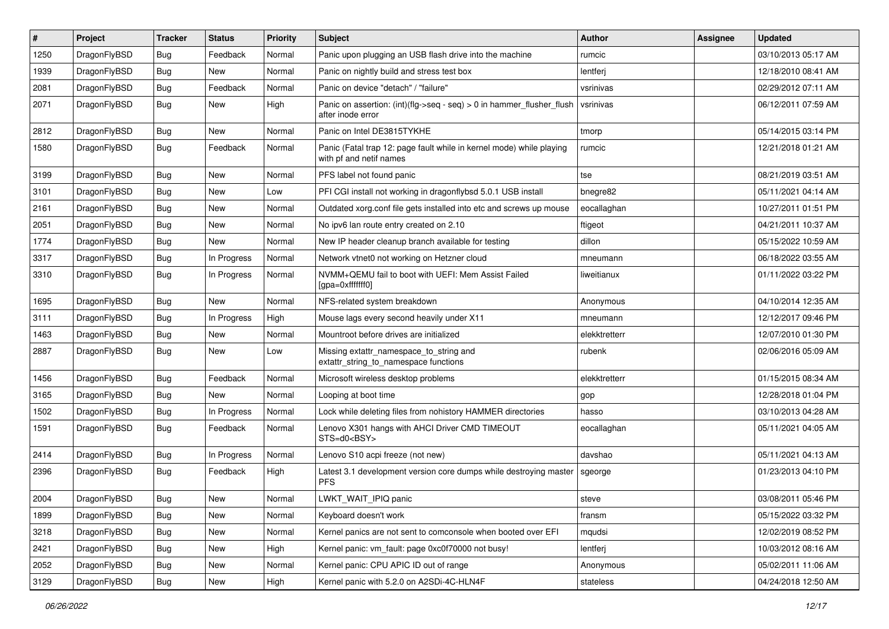| # | Project | Tracker | Status | Priority | Subject | Author | Assignee | Updated |
|---|---|---|---|---|---|---|---|---|
| 1250 | DragonFlyBSD | Bug | Feedback | Normal | Panic upon plugging an USB flash drive into the machine | rumcic | | 03/10/2013 05:17 AM |
| 1939 | DragonFlyBSD | Bug | New | Normal | Panic on nightly build and stress test box | lentferj | | 12/18/2010 08:41 AM |
| 2081 | DragonFlyBSD | Bug | Feedback | Normal | Panic on device "detach" / "failure" | vsrinivas | | 02/29/2012 07:11 AM |
| 2071 | DragonFlyBSD | Bug | New | High | Panic on assertion: (int)(flg->seq - seq) > 0 in hammer_flusher_flush after inode error | vsrinivas | | 06/12/2011 07:59 AM |
| 2812 | DragonFlyBSD | Bug | New | Normal | Panic on Intel DE3815TYKHE | tmorp | | 05/14/2015 03:14 PM |
| 1580 | DragonFlyBSD | Bug | Feedback | Normal | Panic (Fatal trap 12: page fault while in kernel mode) while playing with pf and netif names | rumcic | | 12/21/2018 01:21 AM |
| 3199 | DragonFlyBSD | Bug | New | Normal | PFS label not found panic | tse | | 08/21/2019 03:51 AM |
| 3101 | DragonFlyBSD | Bug | New | Low | PFI CGI install not working in dragonflybsd 5.0.1 USB install | bnegre82 | | 05/11/2021 04:14 AM |
| 2161 | DragonFlyBSD | Bug | New | Normal | Outdated xorg.conf file gets installed into etc and screws up mouse | eocallaghan | | 10/27/2011 01:51 PM |
| 2051 | DragonFlyBSD | Bug | New | Normal | No ipv6 lan route entry created on 2.10 | ftigeot | | 04/21/2011 10:37 AM |
| 1774 | DragonFlyBSD | Bug | New | Normal | New IP header cleanup branch available for testing | dillon | | 05/15/2022 10:59 AM |
| 3317 | DragonFlyBSD | Bug | In Progress | Normal | Network vtnet0 not working on Hetzner cloud | mneumann | | 06/18/2022 03:55 AM |
| 3310 | DragonFlyBSD | Bug | In Progress | Normal | NVMM+QEMU fail to boot with UEFI: Mem Assist Failed [gpa=0xfffffff0] | liweitianux | | 01/11/2022 03:22 PM |
| 1695 | DragonFlyBSD | Bug | New | Normal | NFS-related system breakdown | Anonymous | | 04/10/2014 12:35 AM |
| 3111 | DragonFlyBSD | Bug | In Progress | High | Mouse lags every second heavily under X11 | mneumann | | 12/12/2017 09:46 PM |
| 1463 | DragonFlyBSD | Bug | New | Normal | Mountroot before drives are initialized | elekktretterr | | 12/07/2010 01:30 PM |
| 2887 | DragonFlyBSD | Bug | New | Low | Missing extattr_namespace_to_string and extattr_string_to_namespace functions | rubenk | | 02/06/2016 05:09 AM |
| 1456 | DragonFlyBSD | Bug | Feedback | Normal | Microsoft wireless desktop problems | elekktretterr | | 01/15/2015 08:34 AM |
| 3165 | DragonFlyBSD | Bug | New | Normal | Looping at boot time | gop | | 12/28/2018 01:04 PM |
| 1502 | DragonFlyBSD | Bug | In Progress | Normal | Lock while deleting files from nohistory HAMMER directories | hasso | | 03/10/2013 04:28 AM |
| 1591 | DragonFlyBSD | Bug | Feedback | Normal | Lenovo X301 hangs with AHCI Driver CMD TIMEOUT STS=d0<BSY> | eocallaghan | | 05/11/2021 04:05 AM |
| 2414 | DragonFlyBSD | Bug | In Progress | Normal | Lenovo S10 acpi freeze (not new) | davshao | | 05/11/2021 04:13 AM |
| 2396 | DragonFlyBSD | Bug | Feedback | High | Latest 3.1 development version core dumps while destroying master PFS | sgeorge | | 01/23/2013 04:10 PM |
| 2004 | DragonFlyBSD | Bug | New | Normal | LWKT_WAIT_IPIQ panic | steve | | 03/08/2011 05:46 PM |
| 1899 | DragonFlyBSD | Bug | New | Normal | Keyboard doesn't work | fransm | | 05/15/2022 03:32 PM |
| 3218 | DragonFlyBSD | Bug | New | Normal | Kernel panics are not sent to comconsole when booted over EFI | mqudsi | | 12/02/2019 08:52 PM |
| 2421 | DragonFlyBSD | Bug | New | High | Kernel panic: vm_fault: page 0xc0f70000 not busy! | lentferj | | 10/03/2012 08:16 AM |
| 2052 | DragonFlyBSD | Bug | New | Normal | Kernel panic: CPU APIC ID out of range | Anonymous | | 05/02/2011 11:06 AM |
| 3129 | DragonFlyBSD | Bug | New | High | Kernel panic with 5.2.0 on A2SDi-4C-HLN4F | stateless | | 04/24/2018 12:50 AM |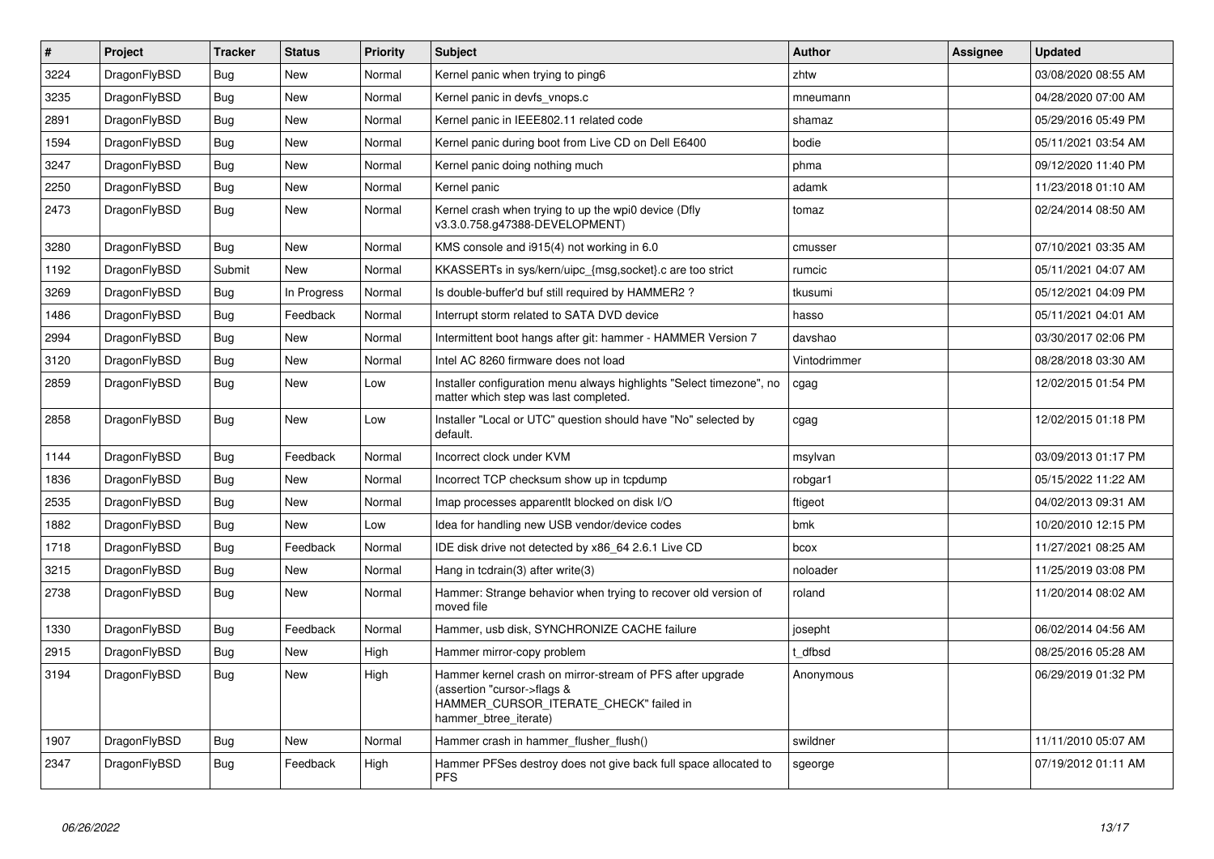| # | Project | Tracker | Status | Priority | Subject | Author | Assignee | Updated |
|---|---|---|---|---|---|---|---|---|
| 3224 | DragonFlyBSD | Bug | New | Normal | Kernel panic when trying to ping6 | zhtw | | 03/08/2020 08:55 AM |
| 3235 | DragonFlyBSD | Bug | New | Normal | Kernel panic in devfs_vnops.c | mneumann | | 04/28/2020 07:00 AM |
| 2891 | DragonFlyBSD | Bug | New | Normal | Kernel panic in IEEE802.11 related code | shamaz | | 05/29/2016 05:49 PM |
| 1594 | DragonFlyBSD | Bug | New | Normal | Kernel panic during boot from Live CD on Dell E6400 | bodie | | 05/11/2021 03:54 AM |
| 3247 | DragonFlyBSD | Bug | New | Normal | Kernel panic doing nothing much | phma | | 09/12/2020 11:40 PM |
| 2250 | DragonFlyBSD | Bug | New | Normal | Kernel panic | adamk | | 11/23/2018 01:10 AM |
| 2473 | DragonFlyBSD | Bug | New | Normal | Kernel crash when trying to up the wpi0 device (Dfly v3.3.0.758.g47388-DEVELOPMENT) | tomaz | | 02/24/2014 08:50 AM |
| 3280 | DragonFlyBSD | Bug | New | Normal | KMS console and i915(4) not working in 6.0 | cmusser | | 07/10/2021 03:35 AM |
| 1192 | DragonFlyBSD | Submit | New | Normal | KKASSERTs in sys/kern/uipc_{msg,socket}.c are too strict | rumcic | | 05/11/2021 04:07 AM |
| 3269 | DragonFlyBSD | Bug | In Progress | Normal | Is double-buffer'd buf still required by HAMMER2 ? | tkusumi | | 05/12/2021 04:09 PM |
| 1486 | DragonFlyBSD | Bug | Feedback | Normal | Interrupt storm related to SATA DVD device | hasso | | 05/11/2021 04:01 AM |
| 2994 | DragonFlyBSD | Bug | New | Normal | Intermittent boot hangs after git: hammer - HAMMER Version 7 | davshao | | 03/30/2017 02:06 PM |
| 3120 | DragonFlyBSD | Bug | New | Normal | Intel AC 8260 firmware does not load | Vintodrimmer | | 08/28/2018 03:30 AM |
| 2859 | DragonFlyBSD | Bug | New | Low | Installer configuration menu always highlights "Select timezone", no matter which step was last completed. | cgag | | 12/02/2015 01:54 PM |
| 2858 | DragonFlyBSD | Bug | New | Low | Installer "Local or UTC" question should have "No" selected by default. | cgag | | 12/02/2015 01:18 PM |
| 1144 | DragonFlyBSD | Bug | Feedback | Normal | Incorrect clock under KVM | msylvan | | 03/09/2013 01:17 PM |
| 1836 | DragonFlyBSD | Bug | New | Normal | Incorrect TCP checksum show up in tcpdump | robgar1 | | 05/15/2022 11:22 AM |
| 2535 | DragonFlyBSD | Bug | New | Normal | Imap processes apparentlt blocked on disk I/O | ftigeot | | 04/02/2013 09:31 AM |
| 1882 | DragonFlyBSD | Bug | New | Low | Idea for handling new USB vendor/device codes | bmk | | 10/20/2010 12:15 PM |
| 1718 | DragonFlyBSD | Bug | Feedback | Normal | IDE disk drive not detected by x86_64 2.6.1 Live CD | bcox | | 11/27/2021 08:25 AM |
| 3215 | DragonFlyBSD | Bug | New | Normal | Hang in tcdrain(3) after write(3) | noloader | | 11/25/2019 03:08 PM |
| 2738 | DragonFlyBSD | Bug | New | Normal | Hammer: Strange behavior when trying to recover old version of moved file | roland | | 11/20/2014 08:02 AM |
| 1330 | DragonFlyBSD | Bug | Feedback | Normal | Hammer, usb disk, SYNCHRONIZE CACHE failure | josepht | | 06/02/2014 04:56 AM |
| 2915 | DragonFlyBSD | Bug | New | High | Hammer mirror-copy problem | t_dfbsd | | 08/25/2016 05:28 AM |
| 3194 | DragonFlyBSD | Bug | New | High | Hammer kernel crash on mirror-stream of PFS after upgrade (assertion "cursor->flags & HAMMER_CURSOR_ITERATE_CHECK" failed in hammer_btree_iterate) | Anonymous | | 06/29/2019 01:32 PM |
| 1907 | DragonFlyBSD | Bug | New | Normal | Hammer crash in hammer_flusher_flush() | swildner | | 11/11/2010 05:07 AM |
| 2347 | DragonFlyBSD | Bug | Feedback | High | Hammer PFSes destroy does not give back full space allocated to PFS | sgeorge | | 07/19/2012 01:11 AM |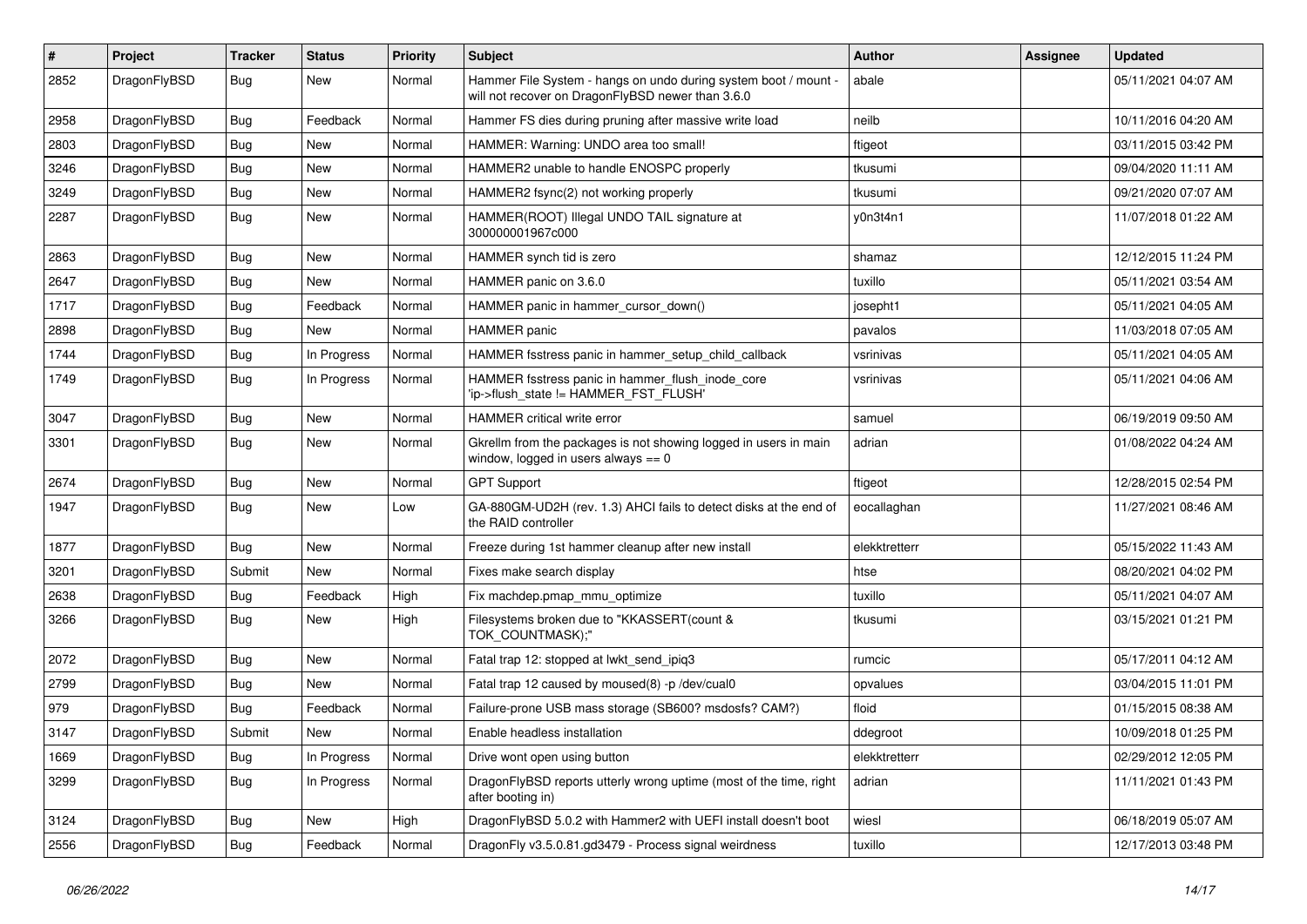| # | Project | Tracker | Status | Priority | Subject | Author | Assignee | Updated |
|---|---|---|---|---|---|---|---|---|
| 2852 | DragonFlyBSD | Bug | New | Normal | Hammer File System - hangs on undo during system boot / mount - will not recover on DragonFlyBSD newer than 3.6.0 | abale | | 05/11/2021 04:07 AM |
| 2958 | DragonFlyBSD | Bug | Feedback | Normal | Hammer FS dies during pruning after massive write load | neilb | | 10/11/2016 04:20 AM |
| 2803 | DragonFlyBSD | Bug | New | Normal | HAMMER: Warning: UNDO area too small! | ftigeot | | 03/11/2015 03:42 PM |
| 3246 | DragonFlyBSD | Bug | New | Normal | HAMMER2 unable to handle ENOSPC properly | tkusumi | | 09/04/2020 11:11 AM |
| 3249 | DragonFlyBSD | Bug | New | Normal | HAMMER2 fsync(2) not working properly | tkusumi | | 09/21/2020 07:07 AM |
| 2287 | DragonFlyBSD | Bug | New | Normal | HAMMER(ROOT) Illegal UNDO TAIL signature at 300000001967c000 | y0n3t4n1 | | 11/07/2018 01:22 AM |
| 2863 | DragonFlyBSD | Bug | New | Normal | HAMMER synch tid is zero | shamaz | | 12/12/2015 11:24 PM |
| 2647 | DragonFlyBSD | Bug | New | Normal | HAMMER panic on 3.6.0 | tuxillo | | 05/11/2021 03:54 AM |
| 1717 | DragonFlyBSD | Bug | Feedback | Normal | HAMMER panic in hammer_cursor_down() | josepht1 | | 05/11/2021 04:05 AM |
| 2898 | DragonFlyBSD | Bug | New | Normal | HAMMER panic | pavalos | | 11/03/2018 07:05 AM |
| 1744 | DragonFlyBSD | Bug | In Progress | Normal | HAMMER fsstress panic in hammer_setup_child_callback | vsrinivas | | 05/11/2021 04:05 AM |
| 1749 | DragonFlyBSD | Bug | In Progress | Normal | HAMMER fsstress panic in hammer_flush_inode_core 'ip->flush_state != HAMMER_FST_FLUSH' | vsrinivas | | 05/11/2021 04:06 AM |
| 3047 | DragonFlyBSD | Bug | New | Normal | HAMMER critical write error | samuel | | 06/19/2019 09:50 AM |
| 3301 | DragonFlyBSD | Bug | New | Normal | Gkrellm from the packages is not showing logged in users in main window, logged in users always == 0 | adrian | | 01/08/2022 04:24 AM |
| 2674 | DragonFlyBSD | Bug | New | Normal | GPT Support | ftigeot | | 12/28/2015 02:54 PM |
| 1947 | DragonFlyBSD | Bug | New | Low | GA-880GM-UD2H (rev. 1.3) AHCI fails to detect disks at the end of the RAID controller | eocallaghan | | 11/27/2021 08:46 AM |
| 1877 | DragonFlyBSD | Bug | New | Normal | Freeze during 1st hammer cleanup after new install | elekktretterr | | 05/15/2022 11:43 AM |
| 3201 | DragonFlyBSD | Submit | New | Normal | Fixes make search display | htse | | 08/20/2021 04:02 PM |
| 2638 | DragonFlyBSD | Bug | Feedback | High | Fix machdep.pmap_mmu_optimize | tuxillo | | 05/11/2021 04:07 AM |
| 3266 | DragonFlyBSD | Bug | New | High | Filesystems broken due to "KKASSERT(count & TOK_COUNTMASK);" | tkusumi | | 03/15/2021 01:21 PM |
| 2072 | DragonFlyBSD | Bug | New | Normal | Fatal trap 12: stopped at lwkt_send_ipiq3 | rumcic | | 05/17/2011 04:12 AM |
| 2799 | DragonFlyBSD | Bug | New | Normal | Fatal trap 12 caused by moused(8) -p /dev/cual0 | opvalues | | 03/04/2015 11:01 PM |
| 979 | DragonFlyBSD | Bug | Feedback | Normal | Failure-prone USB mass storage (SB600? msdosfs? CAM?) | floid | | 01/15/2015 08:38 AM |
| 3147 | DragonFlyBSD | Submit | New | Normal | Enable headless installation | ddegroot | | 10/09/2018 01:25 PM |
| 1669 | DragonFlyBSD | Bug | In Progress | Normal | Drive wont open using button | elekktretterr | | 02/29/2012 12:05 PM |
| 3299 | DragonFlyBSD | Bug | In Progress | Normal | DragonFlyBSD reports utterly wrong uptime (most of the time, right after booting in) | adrian | | 11/11/2021 01:43 PM |
| 3124 | DragonFlyBSD | Bug | New | High | DragonFlyBSD 5.0.2 with Hammer2 with UEFI install doesn't boot | wiesl | | 06/18/2019 05:07 AM |
| 2556 | DragonFlyBSD | Bug | Feedback | Normal | DragonFly v3.5.0.81.gd3479 - Process signal weirdness | tuxillo | | 12/17/2013 03:48 PM |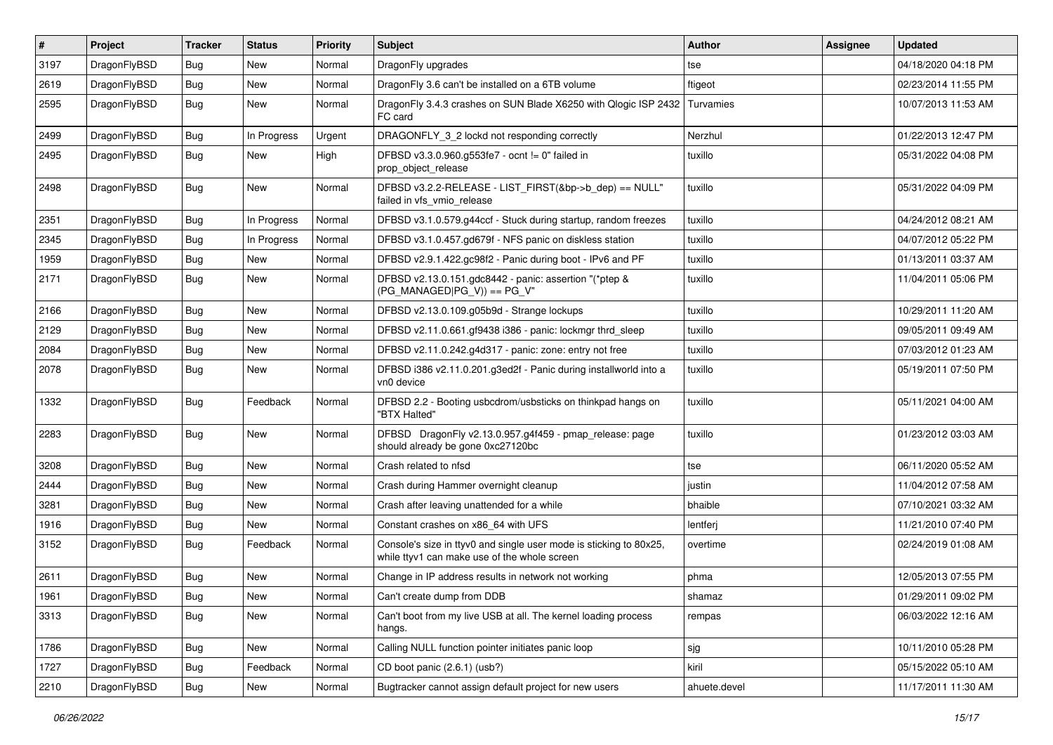| # | Project | Tracker | Status | Priority | Subject | Author | Assignee | Updated |
|---|---|---|---|---|---|---|---|---|
| 3197 | DragonFlyBSD | Bug | New | Normal | DragonFly upgrades | tse | | 04/18/2020 04:18 PM |
| 2619 | DragonFlyBSD | Bug | New | Normal | DragonFly 3.6 can't be installed on a 6TB volume | ftigeot | | 02/23/2014 11:55 PM |
| 2595 | DragonFlyBSD | Bug | New | Normal | DragonFly 3.4.3 crashes on SUN Blade X6250 with Qlogic ISP 2432 FC card | Turvamies | | 10/07/2013 11:53 AM |
| 2499 | DragonFlyBSD | Bug | In Progress | Urgent | DRAGONFLY_3_2 lockd not responding correctly | Nerzhul | | 01/22/2013 12:47 PM |
| 2495 | DragonFlyBSD | Bug | New | High | DFBSD v3.3.0.960.g553fe7 - ocnt != 0" failed in prop_object_release | tuxillo | | 05/31/2022 04:08 PM |
| 2498 | DragonFlyBSD | Bug | New | Normal | DFBSD v3.2.2-RELEASE - LIST_FIRST(&bp->b_dep) == NULL" failed in vfs_vmio_release | tuxillo | | 05/31/2022 04:09 PM |
| 2351 | DragonFlyBSD | Bug | In Progress | Normal | DFBSD v3.1.0.579.g44ccf - Stuck during startup, random freezes | tuxillo | | 04/24/2012 08:21 AM |
| 2345 | DragonFlyBSD | Bug | In Progress | Normal | DFBSD v3.1.0.457.gd679f - NFS panic on diskless station | tuxillo | | 04/07/2012 05:22 PM |
| 1959 | DragonFlyBSD | Bug | New | Normal | DFBSD v2.9.1.422.gc98f2 - Panic during boot - IPv6 and PF | tuxillo | | 01/13/2011 03:37 AM |
| 2171 | DragonFlyBSD | Bug | New | Normal | DFBSD v2.13.0.151.gdc8442 - panic: assertion "(*ptep & (PG_MANAGED\|PG_V)) == PG_V" | tuxillo | | 11/04/2011 05:06 PM |
| 2166 | DragonFlyBSD | Bug | New | Normal | DFBSD v2.13.0.109.g05b9d - Strange lockups | tuxillo | | 10/29/2011 11:20 AM |
| 2129 | DragonFlyBSD | Bug | New | Normal | DFBSD v2.11.0.661.gf9438 i386 - panic: lockmgr thrd_sleep | tuxillo | | 09/05/2011 09:49 AM |
| 2084 | DragonFlyBSD | Bug | New | Normal | DFBSD v2.11.0.242.g4d317 - panic: zone: entry not free | tuxillo | | 07/03/2012 01:23 AM |
| 2078 | DragonFlyBSD | Bug | New | Normal | DFBSD i386 v2.11.0.201.g3ed2f - Panic during installworld into a vn0 device | tuxillo | | 05/19/2011 07:50 PM |
| 1332 | DragonFlyBSD | Bug | Feedback | Normal | DFBSD 2.2 - Booting usbcdrom/usbsticks on thinkpad hangs on "BTX Halted" | tuxillo | | 05/11/2021 04:00 AM |
| 2283 | DragonFlyBSD | Bug | New | Normal | DFBSD DragonFly v2.13.0.957.g4f459 - pmap_release: page should already be gone 0xc27120bc | tuxillo | | 01/23/2012 03:03 AM |
| 3208 | DragonFlyBSD | Bug | New | Normal | Crash related to nfsd | tse | | 06/11/2020 05:52 AM |
| 2444 | DragonFlyBSD | Bug | New | Normal | Crash during Hammer overnight cleanup | justin | | 11/04/2012 07:58 AM |
| 3281 | DragonFlyBSD | Bug | New | Normal | Crash after leaving unattended for a while | bhaible | | 07/10/2021 03:32 AM |
| 1916 | DragonFlyBSD | Bug | New | Normal | Constant crashes on x86_64 with UFS | lentferj | | 11/21/2010 07:40 PM |
| 3152 | DragonFlyBSD | Bug | Feedback | Normal | Console's size in ttyv0 and single user mode is sticking to 80x25, while ttyv1 can make use of the whole screen | overtime | | 02/24/2019 01:08 AM |
| 2611 | DragonFlyBSD | Bug | New | Normal | Change in IP address results in network not working | phma | | 12/05/2013 07:55 PM |
| 1961 | DragonFlyBSD | Bug | New | Normal | Can't create dump from DDB | shamaz | | 01/29/2011 09:02 PM |
| 3313 | DragonFlyBSD | Bug | New | Normal | Can't boot from my live USB at all. The kernel loading process hangs. | rempas | | 06/03/2022 12:16 AM |
| 1786 | DragonFlyBSD | Bug | New | Normal | Calling NULL function pointer initiates panic loop | sjg | | 10/11/2010 05:28 PM |
| 1727 | DragonFlyBSD | Bug | Feedback | Normal | CD boot panic (2.6.1) (usb?) | kiril | | 05/15/2022 05:10 AM |
| 2210 | DragonFlyBSD | Bug | New | Normal | Bugtracker cannot assign default project for new users | ahuete.devel | | 11/17/2011 11:30 AM |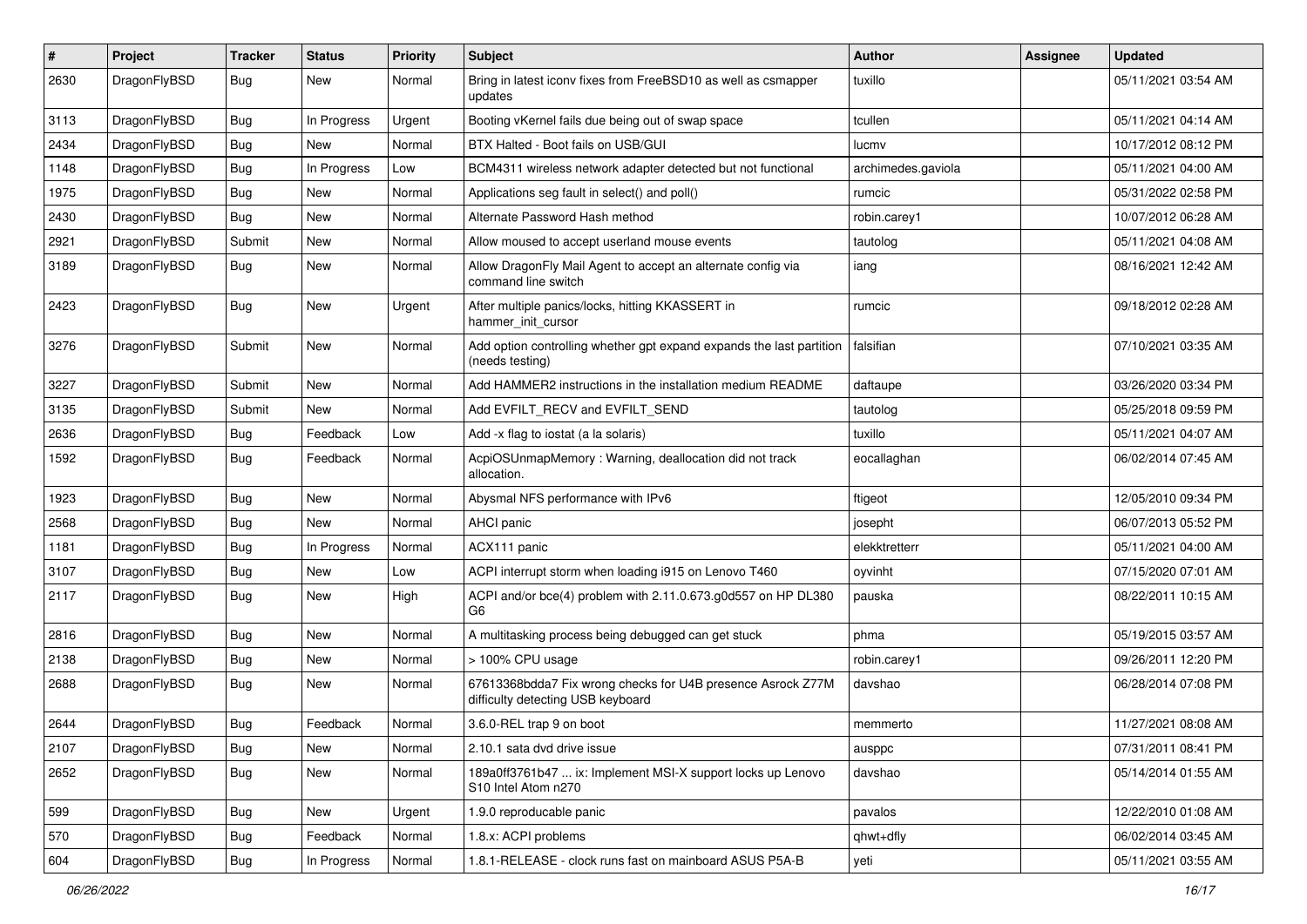| # | Project | Tracker | Status | Priority | Subject | Author | Assignee | Updated |
|---|---|---|---|---|---|---|---|---|
| 2630 | DragonFlyBSD | Bug | New | Normal | Bring in latest iconv fixes from FreeBSD10 as well as csmapper updates | tuxillo | | 05/11/2021 03:54 AM |
| 3113 | DragonFlyBSD | Bug | In Progress | Urgent | Booting vKernel fails due being out of swap space | tcullen | | 05/11/2021 04:14 AM |
| 2434 | DragonFlyBSD | Bug | New | Normal | BTX Halted - Boot fails on USB/GUI | lucmv | | 10/17/2012 08:12 PM |
| 1148 | DragonFlyBSD | Bug | In Progress | Low | BCM4311 wireless network adapter detected but not functional | archimedes.gaviola | | 05/11/2021 04:00 AM |
| 1975 | DragonFlyBSD | Bug | New | Normal | Applications seg fault in select() and poll() | rumcic | | 05/31/2022 02:58 PM |
| 2430 | DragonFlyBSD | Bug | New | Normal | Alternate Password Hash method | robin.carey1 | | 10/07/2012 06:28 AM |
| 2921 | DragonFlyBSD | Submit | New | Normal | Allow moused to accept userland mouse events | tautolog | | 05/11/2021 04:08 AM |
| 3189 | DragonFlyBSD | Bug | New | Normal | Allow DragonFly Mail Agent to accept an alternate config via command line switch | iang | | 08/16/2021 12:42 AM |
| 2423 | DragonFlyBSD | Bug | New | Urgent | After multiple panics/locks, hitting KKASSERT in hammer_init_cursor | rumcic | | 09/18/2012 02:28 AM |
| 3276 | DragonFlyBSD | Submit | New | Normal | Add option controlling whether gpt expand expands the last partition (needs testing) | falsifian | | 07/10/2021 03:35 AM |
| 3227 | DragonFlyBSD | Submit | New | Normal | Add HAMMER2 instructions in the installation medium README | daftaupe | | 03/26/2020 03:34 PM |
| 3135 | DragonFlyBSD | Submit | New | Normal | Add EVFILT_RECV and EVFILT_SEND | tautolog | | 05/25/2018 09:59 PM |
| 2636 | DragonFlyBSD | Bug | Feedback | Low | Add -x flag to iostat (a la solaris) | tuxillo | | 05/11/2021 04:07 AM |
| 1592 | DragonFlyBSD | Bug | Feedback | Normal | AcpiOSUnmapMemory : Warning, deallocation did not track allocation. | eocallaghan | | 06/02/2014 07:45 AM |
| 1923 | DragonFlyBSD | Bug | New | Normal | Abysmal NFS performance with IPv6 | ftigeot | | 12/05/2010 09:34 PM |
| 2568 | DragonFlyBSD | Bug | New | Normal | AHCI panic | josepht | | 06/07/2013 05:52 PM |
| 1181 | DragonFlyBSD | Bug | In Progress | Normal | ACX111 panic | elekktretterr | | 05/11/2021 04:00 AM |
| 3107 | DragonFlyBSD | Bug | New | Low | ACPI interrupt storm when loading i915 on Lenovo T460 | oyvinht | | 07/15/2020 07:01 AM |
| 2117 | DragonFlyBSD | Bug | New | High | ACPI and/or bce(4) problem with 2.11.0.673.g0d557 on HP DL380 G6 | pauska | | 08/22/2011 10:15 AM |
| 2816 | DragonFlyBSD | Bug | New | Normal | A multitasking process being debugged can get stuck | phma | | 05/19/2015 03:57 AM |
| 2138 | DragonFlyBSD | Bug | New | Normal | > 100% CPU usage | robin.carey1 | | 09/26/2011 12:20 PM |
| 2688 | DragonFlyBSD | Bug | New | Normal | 67613368bdda7 Fix wrong checks for U4B presence Asrock Z77M difficulty detecting USB keyboard | davshao | | 06/28/2014 07:08 PM |
| 2644 | DragonFlyBSD | Bug | Feedback | Normal | 3.6.0-REL trap 9 on boot | memmerto | | 11/27/2021 08:08 AM |
| 2107 | DragonFlyBSD | Bug | New | Normal | 2.10.1 sata dvd drive issue | ausppc | | 07/31/2011 08:41 PM |
| 2652 | DragonFlyBSD | Bug | New | Normal | 189a0ff3761b47 ... ix: Implement MSI-X support locks up Lenovo S10 Intel Atom n270 | davshao | | 05/14/2014 01:55 AM |
| 599 | DragonFlyBSD | Bug | New | Urgent | 1.9.0 reproducable panic | pavalos | | 12/22/2010 01:08 AM |
| 570 | DragonFlyBSD | Bug | Feedback | Normal | 1.8.x: ACPI problems | qhwt+dfly | | 06/02/2014 03:45 AM |
| 604 | DragonFlyBSD | Bug | In Progress | Normal | 1.8.1-RELEASE - clock runs fast on mainboard ASUS P5A-B | yeti | | 05/11/2021 03:55 AM |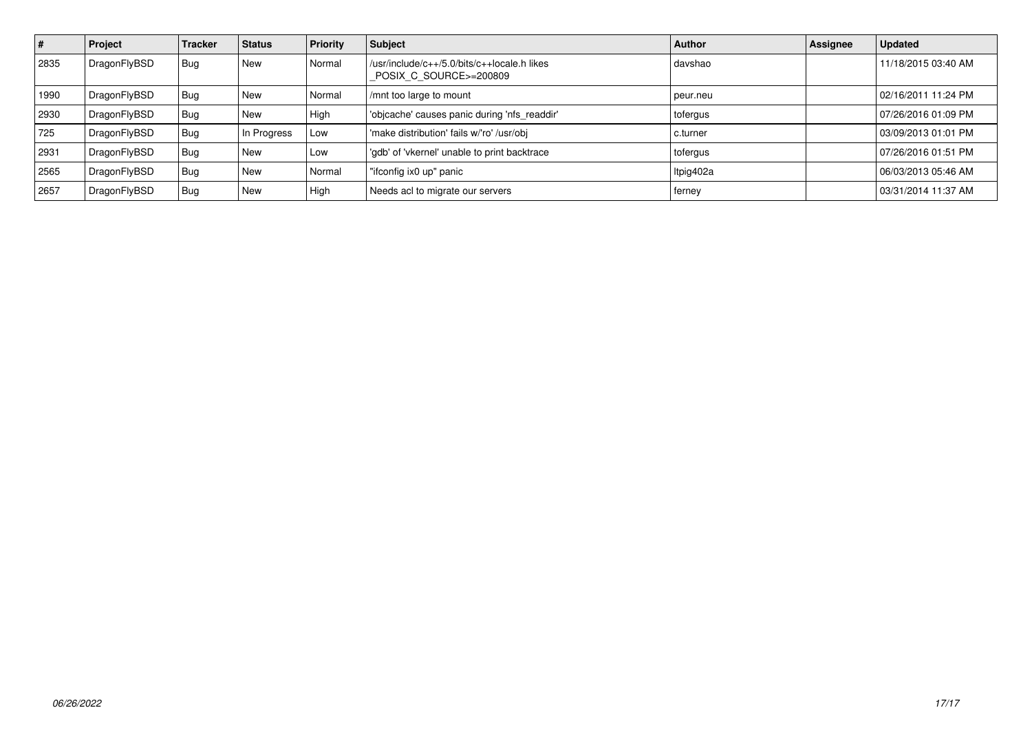| # | Project | Tracker | Status | Priority | Subject | Author | Assignee | Updated |
|---|---|---|---|---|---|---|---|---|
| 2835 | DragonFlyBSD | Bug | New | Normal | /usr/include/c++/5.0/bits/c++locale.h likes _POSIX_C_SOURCE>=200809 | davshao | | 11/18/2015 03:40 AM |
| 1990 | DragonFlyBSD | Bug | New | Normal | /mnt too large to mount | peur.neu | | 02/16/2011 11:24 PM |
| 2930 | DragonFlyBSD | Bug | New | High | 'objcache' causes panic during 'nfs_readdir' | tofergus | | 07/26/2016 01:09 PM |
| 725 | DragonFlyBSD | Bug | In Progress | Low | 'make distribution' fails w/'ro' /usr/obj | c.turner | | 03/09/2013 01:01 PM |
| 2931 | DragonFlyBSD | Bug | New | Low | 'gdb' of 'vkernel' unable to print backtrace | tofergus | | 07/26/2016 01:51 PM |
| 2565 | DragonFlyBSD | Bug | New | Normal | "ifconfig ix0 up" panic | ltpig402a | | 06/03/2013 05:46 AM |
| 2657 | DragonFlyBSD | Bug | New | High | Needs acl to migrate our servers | ferney | | 03/31/2014 11:37 AM |

*06/26/2022*